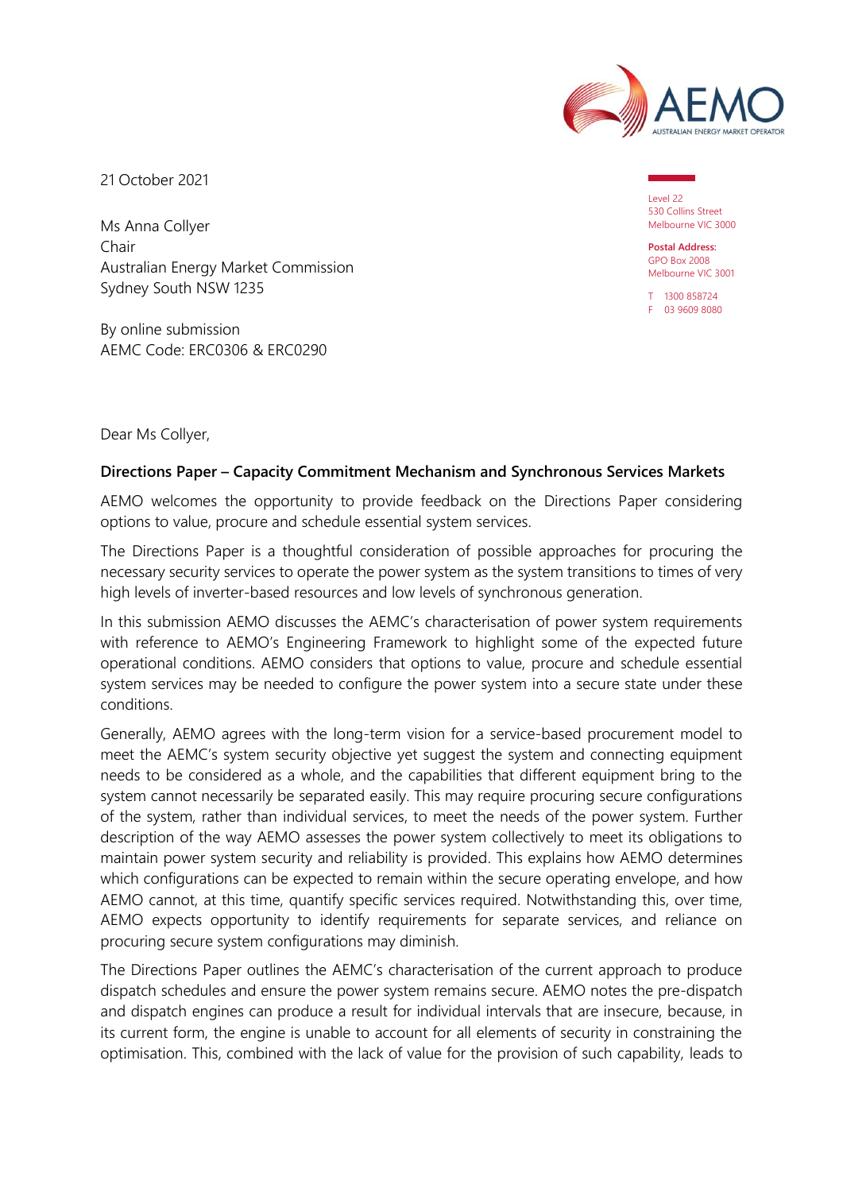21 October 2021

Level 22
530 Collins Street
Melbourne VIC 3000

**Postal Address:**
GPO Box 2008
Melbourne VIC 3001

T 1300 858724
F 03 9609 8080

Ms Anna Collyer
Chair
Australian Energy Market Commission
Sydney South NSW 1235

By online submission
AEMC Code: ERC0306 & ERC0290

Dear Ms Collyer,

**Directions Paper – Capacity Commitment Mechanism and Synchronous Services Markets**

AEMO welcomes the opportunity to provide feedback on the Directions Paper considering options to value, procure and schedule essential system services.

The Directions Paper is a thoughtful consideration of possible approaches for procuring the necessary security services to operate the power system as the system transitions to times of very high levels of inverter-based resources and low levels of synchronous generation.

In this submission AEMO discusses the AEMC's characterisation of power system requirements with reference to AEMO's Engineering Framework to highlight some of the expected future operational conditions. AEMO considers that options to value, procure and schedule essential system services may be needed to configure the power system into a secure state under these conditions.

Generally, AEMO agrees with the long-term vision for a service-based procurement model to meet the AEMC's system security objective yet suggest the system and connecting equipment needs to be considered as a whole, and the capabilities that different equipment bring to the system cannot necessarily be separated easily. This may require procuring secure configurations of the system, rather than individual services, to meet the needs of the power system. Further description of the way AEMO assesses the power system collectively to meet its obligations to maintain power system security and reliability is provided. This explains how AEMO determines which configurations can be expected to remain within the secure operating envelope, and how AEMO cannot, at this time, quantify specific services required. Notwithstanding this, over time, AEMO expects opportunity to identify requirements for separate services, and reliance on procuring secure system configurations may diminish.

The Directions Paper outlines the AEMC's characterisation of the current approach to produce dispatch schedules and ensure the power system remains secure. AEMO notes the pre-dispatch and dispatch engines can produce a result for individual intervals that are insecure, because, in its current form, the engine is unable to account for all elements of security in constraining the optimisation. This, combined with the lack of value for the provision of such capability, leads to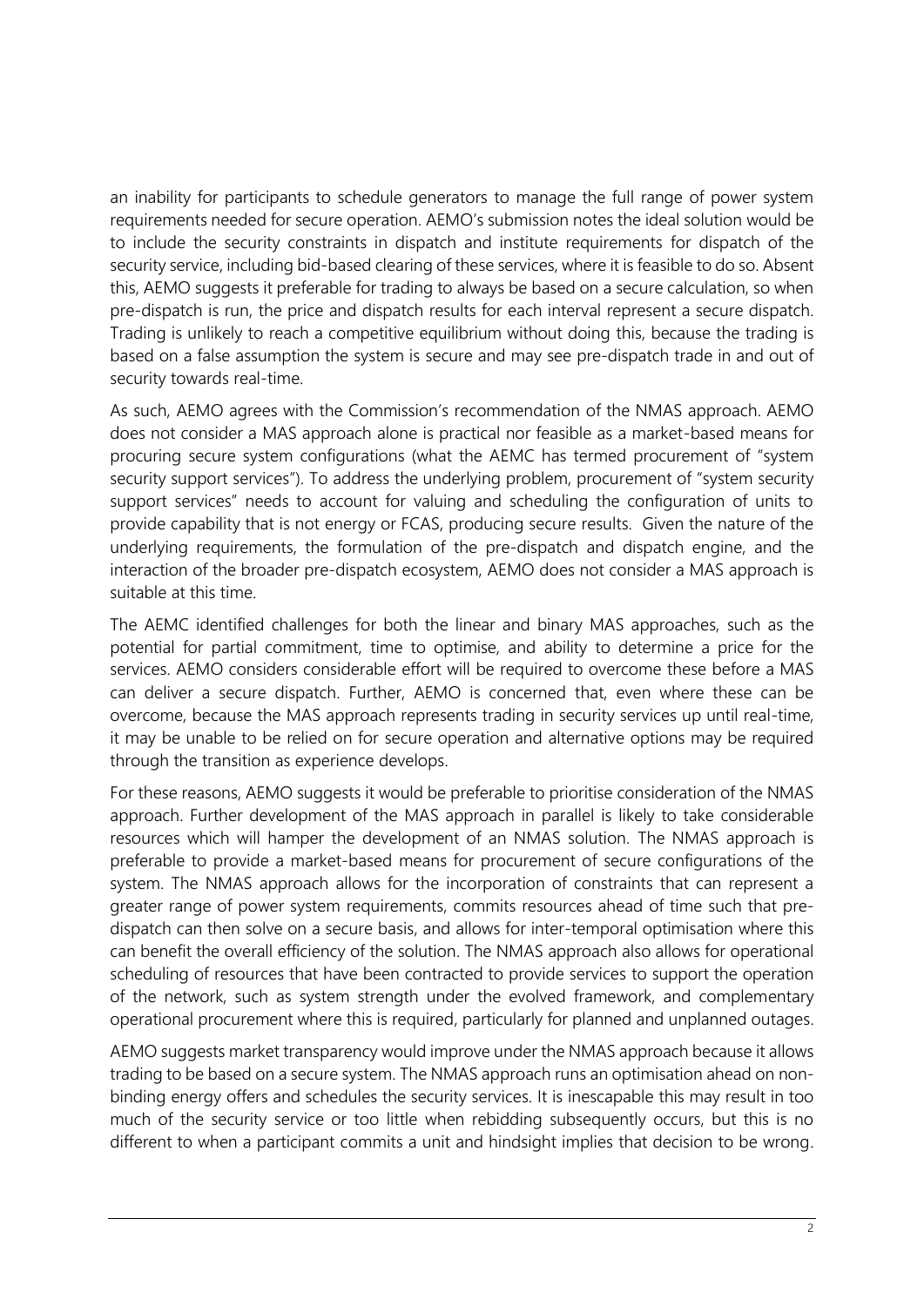an inability for participants to schedule generators to manage the full range of power system requirements needed for secure operation. AEMO's submission notes the ideal solution would be to include the security constraints in dispatch and institute requirements for dispatch of the security service, including bid-based clearing of these services, where it is feasible to do so. Absent this, AEMO suggests it preferable for trading to always be based on a secure calculation, so when pre-dispatch is run, the price and dispatch results for each interval represent a secure dispatch. Trading is unlikely to reach a competitive equilibrium without doing this, because the trading is based on a false assumption the system is secure and may see pre-dispatch trade in and out of security towards real-time.

As such, AEMO agrees with the Commission's recommendation of the NMAS approach. AEMO does not consider a MAS approach alone is practical nor feasible as a market-based means for procuring secure system configurations (what the AEMC has termed procurement of "system security support services"). To address the underlying problem, procurement of "system security support services" needs to account for valuing and scheduling the configuration of units to provide capability that is not energy or FCAS, producing secure results. Given the nature of the underlying requirements, the formulation of the pre-dispatch and dispatch engine, and the interaction of the broader pre-dispatch ecosystem, AEMO does not consider a MAS approach is suitable at this time.

The AEMC identified challenges for both the linear and binary MAS approaches, such as the potential for partial commitment, time to optimise, and ability to determine a price for the services. AEMO considers considerable effort will be required to overcome these before a MAS can deliver a secure dispatch. Further, AEMO is concerned that, even where these can be overcome, because the MAS approach represents trading in security services up until real-time, it may be unable to be relied on for secure operation and alternative options may be required through the transition as experience develops.

For these reasons, AEMO suggests it would be preferable to prioritise consideration of the NMAS approach. Further development of the MAS approach in parallel is likely to take considerable resources which will hamper the development of an NMAS solution. The NMAS approach is preferable to provide a market-based means for procurement of secure configurations of the system. The NMAS approach allows for the incorporation of constraints that can represent a greater range of power system requirements, commits resources ahead of time such that pre-dispatch can then solve on a secure basis, and allows for inter-temporal optimisation where this can benefit the overall efficiency of the solution. The NMAS approach also allows for operational scheduling of resources that have been contracted to provide services to support the operation of the network, such as system strength under the evolved framework, and complementary operational procurement where this is required, particularly for planned and unplanned outages.

AEMO suggests market transparency would improve under the NMAS approach because it allows trading to be based on a secure system. The NMAS approach runs an optimisation ahead on non-binding energy offers and schedules the security services. It is inescapable this may result in too much of the security service or too little when rebidding subsequently occurs, but this is no different to when a participant commits a unit and hindsight implies that decision to be wrong.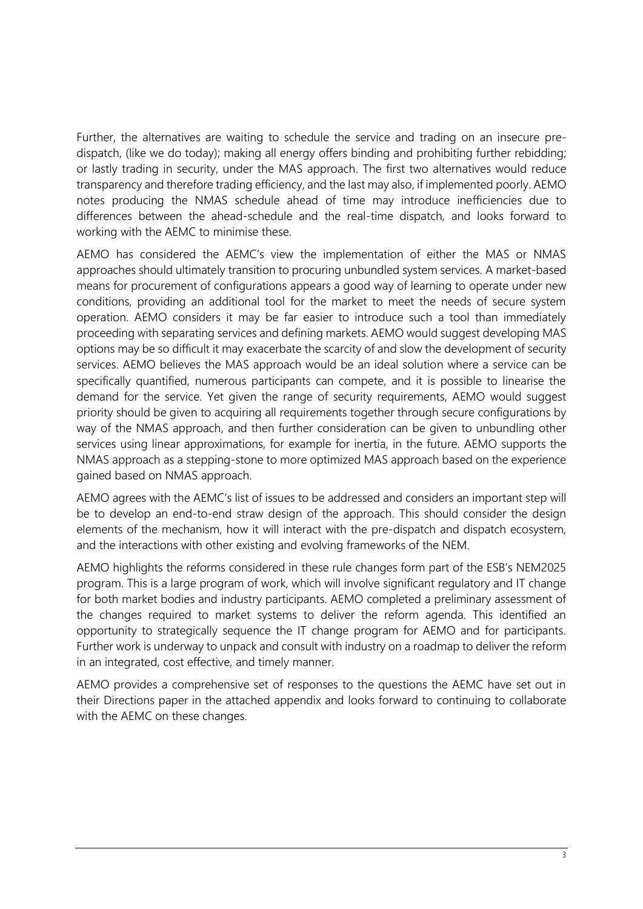Further, the alternatives are waiting to schedule the service and trading on an insecure pre-dispatch, (like we do today); making all energy offers binding and prohibiting further rebidding; or lastly trading in security, under the MAS approach. The first two alternatives would reduce transparency and therefore trading efficiency, and the last may also, if implemented poorly. AEMO notes producing the NMAS schedule ahead of time may introduce inefficiencies due to differences between the ahead-schedule and the real-time dispatch, and looks forward to working with the AEMC to minimise these.

AEMO has considered the AEMC's view the implementation of either the MAS or NMAS approaches should ultimately transition to procuring unbundled system services. A market-based means for procurement of configurations appears a good way of learning to operate under new conditions, providing an additional tool for the market to meet the needs of secure system operation. AEMO considers it may be far easier to introduce such a tool than immediately proceeding with separating services and defining markets. AEMO would suggest developing MAS options may be so difficult it may exacerbate the scarcity of and slow the development of security services. AEMO believes the MAS approach would be an ideal solution where a service can be specifically quantified, numerous participants can compete, and it is possible to linearise the demand for the service. Yet given the range of security requirements, AEMO would suggest priority should be given to acquiring all requirements together through secure configurations by way of the NMAS approach, and then further consideration can be given to unbundling other services using linear approximations, for example for inertia, in the future. AEMO supports the NMAS approach as a stepping-stone to more optimized MAS approach based on the experience gained based on NMAS approach.

AEMO agrees with the AEMC's list of issues to be addressed and considers an important step will be to develop an end-to-end straw design of the approach. This should consider the design elements of the mechanism, how it will interact with the pre-dispatch and dispatch ecosystem, and the interactions with other existing and evolving frameworks of the NEM.

AEMO highlights the reforms considered in these rule changes form part of the ESB's NEM2025 program. This is a large program of work, which will involve significant regulatory and IT change for both market bodies and industry participants. AEMO completed a preliminary assessment of the changes required to market systems to deliver the reform agenda. This identified an opportunity to strategically sequence the IT change program for AEMO and for participants. Further work is underway to unpack and consult with industry on a roadmap to deliver the reform in an integrated, cost effective, and timely manner.

AEMO provides a comprehensive set of responses to the questions the AEMC have set out in their Directions paper in the attached appendix and looks forward to continuing to collaborate with the AEMC on these changes.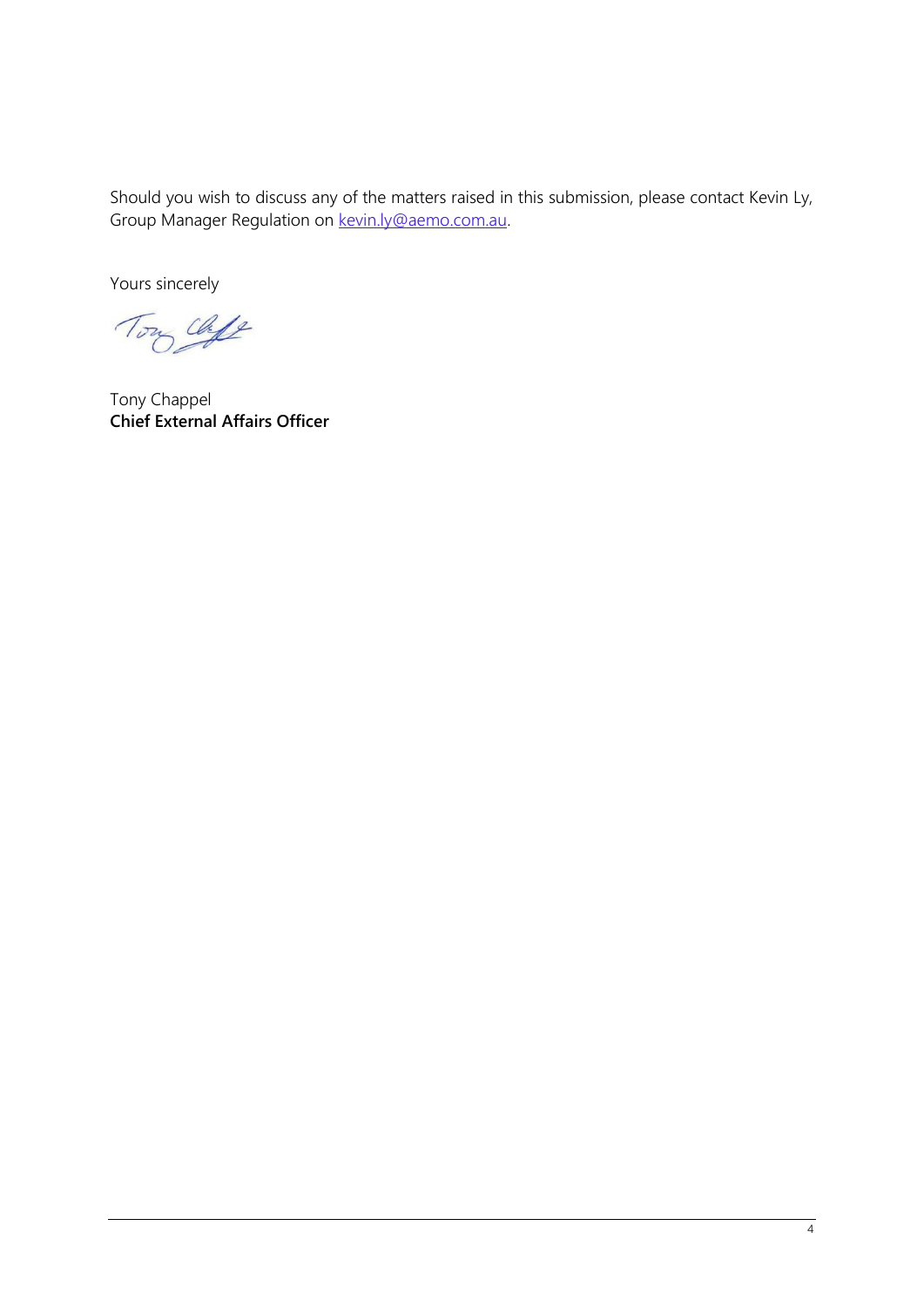Should you wish to discuss any of the matters raised in this submission, please contact Kevin Ly, Group Manager Regulation on [kevin.ly@aemo.com.au](mailto:kevin.ly@aemo.com.au).

Yours sincerely

Tony Chappel
**Chief External Affairs Officer**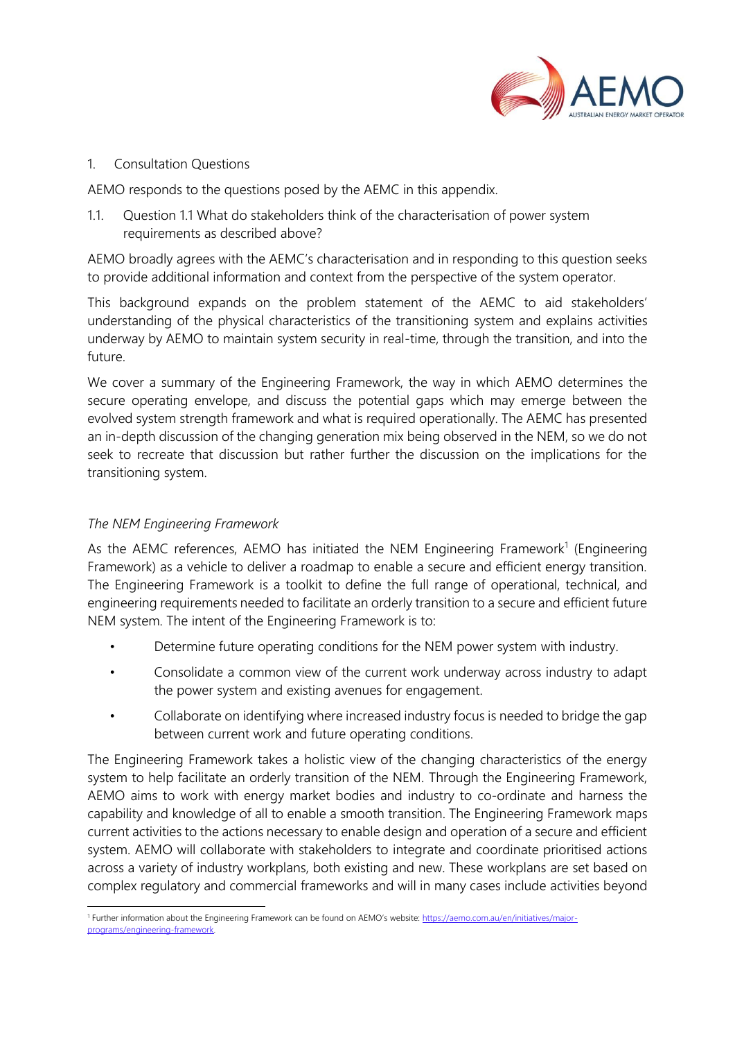## 1. Consultation Questions

AEMO responds to the questions posed by the AEMC in this appendix.

### 1.1. Question 1.1 What do stakeholders think of the characterisation of power system requirements as described above?

AEMO broadly agrees with the AEMC's characterisation and in responding to this question seeks to provide additional information and context from the perspective of the system operator.

This background expands on the problem statement of the AEMC to aid stakeholders' understanding of the physical characteristics of the transitioning system and explains activities underway by AEMO to maintain system security in real-time, through the transition, and into the future.

We cover a summary of the Engineering Framework, the way in which AEMO determines the secure operating envelope, and discuss the potential gaps which may emerge between the evolved system strength framework and what is required operationally. The AEMC has presented an in-depth discussion of the changing generation mix being observed in the NEM, so we do not seek to recreate that discussion but rather further the discussion on the implications for the transitioning system.

*The NEM Engineering Framework*

As the AEMC references, AEMO has initiated the NEM Engineering Framework[1] (Engineering Framework) as a vehicle to deliver a roadmap to enable a secure and efficient energy transition. The Engineering Framework is a toolkit to define the full range of operational, technical, and engineering requirements needed to facilitate an orderly transition to a secure and efficient future NEM system. The intent of the Engineering Framework is to:

- Determine future operating conditions for the NEM power system with industry.
- Consolidate a common view of the current work underway across industry to adapt the power system and existing avenues for engagement.
- Collaborate on identifying where increased industry focus is needed to bridge the gap between current work and future operating conditions.

The Engineering Framework takes a holistic view of the changing characteristics of the energy system to help facilitate an orderly transition of the NEM. Through the Engineering Framework, AEMO aims to work with energy market bodies and industry to co-ordinate and harness the capability and knowledge of all to enable a smooth transition. The Engineering Framework maps current activities to the actions necessary to enable design and operation of a secure and efficient system. AEMO will collaborate with stakeholders to integrate and coordinate prioritised actions across a variety of industry workplans, both existing and new. These workplans are set based on complex regulatory and commercial frameworks and will in many cases include activities beyond

[1] Further information about the Engineering Framework can be found on AEMO's website: https://aemo.com.au/en/initiatives/major-programs/engineering-framework.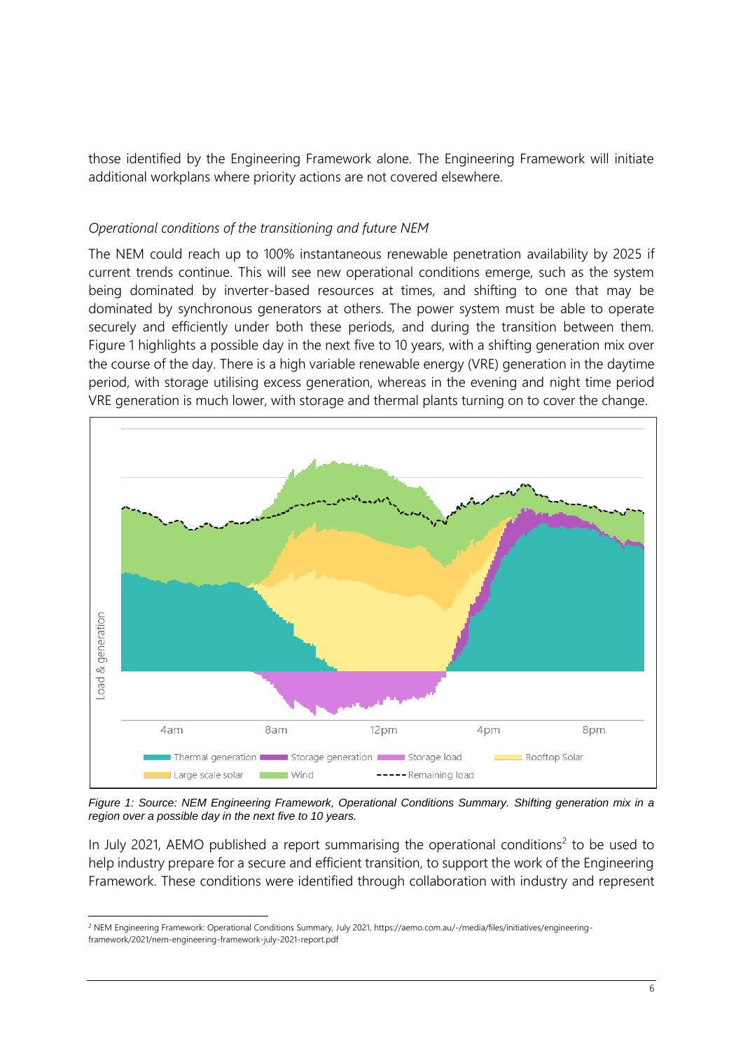those identified by the Engineering Framework alone. The Engineering Framework will initiate additional workplans where priority actions are not covered elsewhere.

*Operational conditions of the transitioning and future NEM*

The NEM could reach up to 100% instantaneous renewable penetration availability by 2025 if current trends continue. This will see new operational conditions emerge, such as the system being dominated by inverter-based resources at times, and shifting to one that may be dominated by synchronous generators at others. The power system must be able to operate securely and efficiently under both these periods, and during the transition between them. Figure 1 highlights a possible day in the next five to 10 years, with a shifting generation mix over the course of the day. There is a high variable renewable energy (VRE) generation in the daytime period, with storage utilising excess generation, whereas in the evening and night time period VRE generation is much lower, with storage and thermal plants turning on to cover the change.

*Figure 1: Source: NEM Engineering Framework, Operational Conditions Summary. Shifting generation mix in a region over a possible day in the next five to 10 years.*

In July 2021, AEMO published a report summarising the operational conditions[2] to be used to help industry prepare for a secure and efficient transition, to support the work of the Engineering Framework. These conditions were identified through collaboration with industry and represent

[2] NEM Engineering Framework: Operational Conditions Summary, July 2021, https://aemo.com.au/-/media/files/initiatives/engineering-framework/2021/nem-engineering-framework-july-2021-report.pdf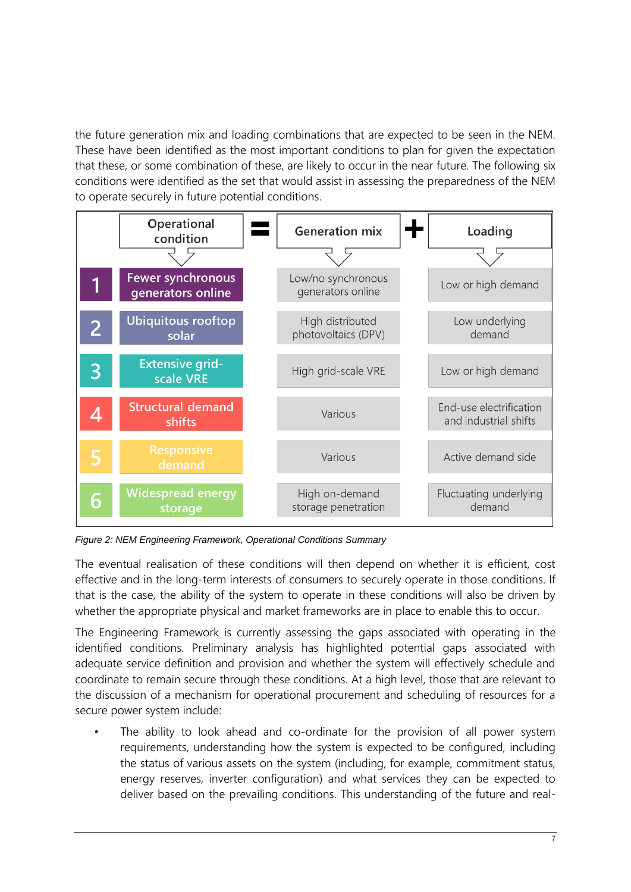the future generation mix and loading combinations that are expected to be seen in the NEM. These have been identified as the most important conditions to plan for given the expectation that these, or some combination of these, are likely to occur in the near future. The following six conditions were identified as the set that would assist in assessing the preparedness of the NEM to operate securely in future potential conditions.

| # | Operational condition | Generation mix | Loading |
|---|---|---|---|
| 1 | Fewer synchronous generators online | Low/no synchronous generators online | Low or high demand |
| 2 | Ubiquitous rooftop solar | High distributed photovoltaics (DPV) | Low underlying demand |
| 3 | Extensive grid-scale VRE | High grid-scale VRE | Low or high demand |
| 4 | Structural demand shifts | Various | End-use electrification and industrial shifts |
| 5 | Responsive demand | Various | Active demand side |
| 6 | Widespread energy storage | High on-demand storage penetration | Fluctuating underlying demand |

*Figure 2: NEM Engineering Framework, Operational Conditions Summary*

The eventual realisation of these conditions will then depend on whether it is efficient, cost effective and in the long-term interests of consumers to securely operate in those conditions. If that is the case, the ability of the system to operate in these conditions will also be driven by whether the appropriate physical and market frameworks are in place to enable this to occur.

The Engineering Framework is currently assessing the gaps associated with operating in the identified conditions. Preliminary analysis has highlighted potential gaps associated with adequate service definition and provision and whether the system will effectively schedule and coordinate to remain secure through these conditions. At a high level, those that are relevant to the discussion of a mechanism for operational procurement and scheduling of resources for a secure power system include:

- The ability to look ahead and co-ordinate for the provision of all power system requirements, understanding how the system is expected to be configured, including the status of various assets on the system (including, for example, commitment status, energy reserves, inverter configuration) and what services they can be expected to deliver based on the prevailing conditions. This understanding of the future and real-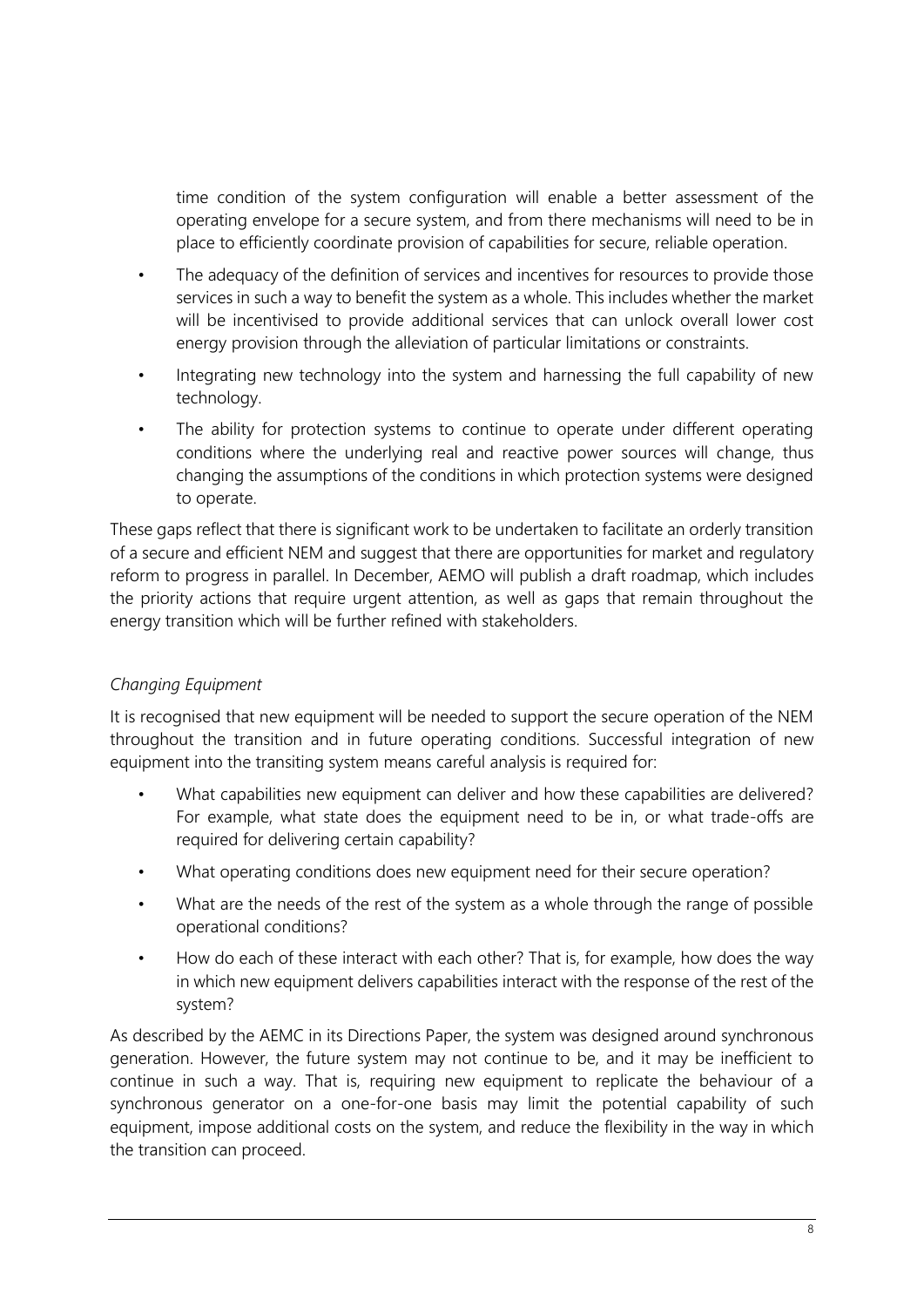time condition of the system configuration will enable a better assessment of the operating envelope for a secure system, and from there mechanisms will need to be in place to efficiently coordinate provision of capabilities for secure, reliable operation.

- The adequacy of the definition of services and incentives for resources to provide those services in such a way to benefit the system as a whole. This includes whether the market will be incentivised to provide additional services that can unlock overall lower cost energy provision through the alleviation of particular limitations or constraints.
- Integrating new technology into the system and harnessing the full capability of new technology.
- The ability for protection systems to continue to operate under different operating conditions where the underlying real and reactive power sources will change, thus changing the assumptions of the conditions in which protection systems were designed to operate.

These gaps reflect that there is significant work to be undertaken to facilitate an orderly transition of a secure and efficient NEM and suggest that there are opportunities for market and regulatory reform to progress in parallel. In December, AEMO will publish a draft roadmap, which includes the priority actions that require urgent attention, as well as gaps that remain throughout the energy transition which will be further refined with stakeholders.

*Changing Equipment*

It is recognised that new equipment will be needed to support the secure operation of the NEM throughout the transition and in future operating conditions. Successful integration of new equipment into the transiting system means careful analysis is required for:

- What capabilities new equipment can deliver and how these capabilities are delivered? For example, what state does the equipment need to be in, or what trade-offs are required for delivering certain capability?
- What operating conditions does new equipment need for their secure operation?
- What are the needs of the rest of the system as a whole through the range of possible operational conditions?
- How do each of these interact with each other? That is, for example, how does the way in which new equipment delivers capabilities interact with the response of the rest of the system?

As described by the AEMC in its Directions Paper, the system was designed around synchronous generation. However, the future system may not continue to be, and it may be inefficient to continue in such a way. That is, requiring new equipment to replicate the behaviour of a synchronous generator on a one-for-one basis may limit the potential capability of such equipment, impose additional costs on the system, and reduce the flexibility in the way in which the transition can proceed.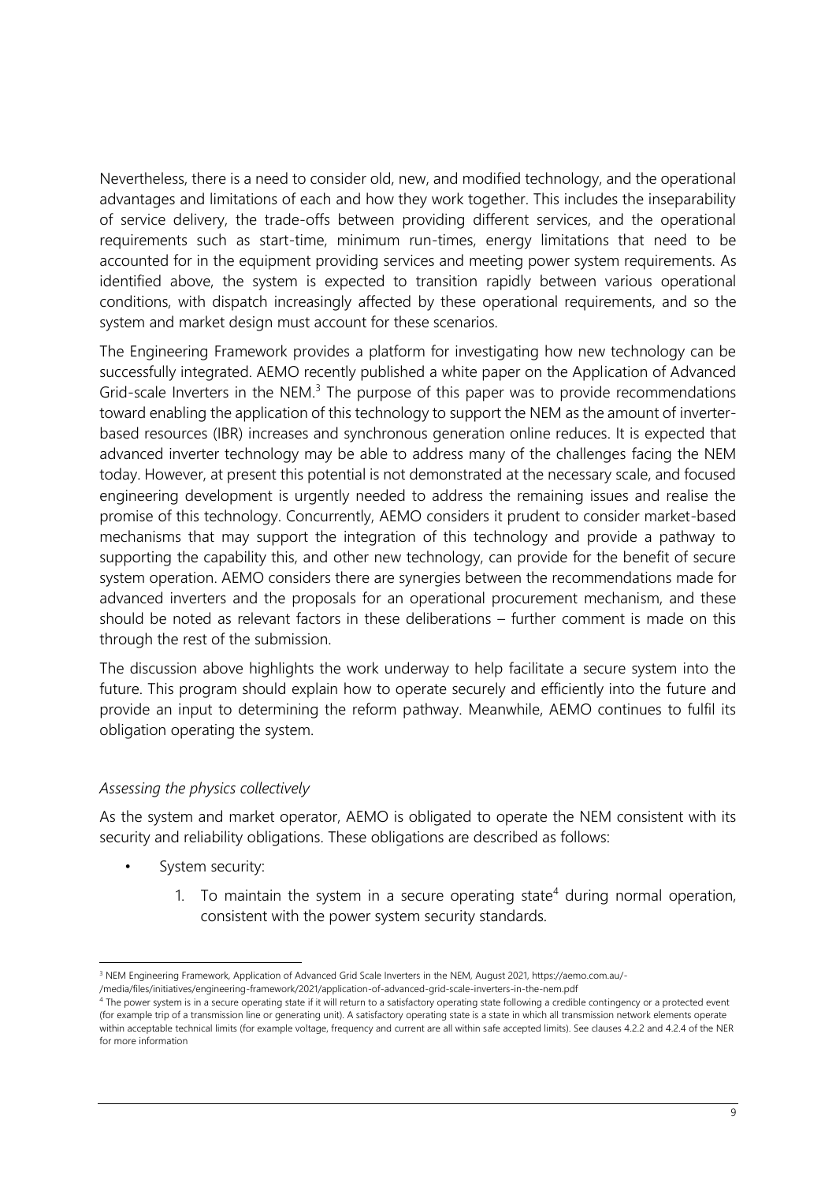Nevertheless, there is a need to consider old, new, and modified technology, and the operational advantages and limitations of each and how they work together. This includes the inseparability of service delivery, the trade-offs between providing different services, and the operational requirements such as start-time, minimum run-times, energy limitations that need to be accounted for in the equipment providing services and meeting power system requirements. As identified above, the system is expected to transition rapidly between various operational conditions, with dispatch increasingly affected by these operational requirements, and so the system and market design must account for these scenarios.

The Engineering Framework provides a platform for investigating how new technology can be successfully integrated. AEMO recently published a white paper on the Application of Advanced Grid-scale Inverters in the NEM.[3] The purpose of this paper was to provide recommendations toward enabling the application of this technology to support the NEM as the amount of inverter-based resources (IBR) increases and synchronous generation online reduces. It is expected that advanced inverter technology may be able to address many of the challenges facing the NEM today. However, at present this potential is not demonstrated at the necessary scale, and focused engineering development is urgently needed to address the remaining issues and realise the promise of this technology. Concurrently, AEMO considers it prudent to consider market-based mechanisms that may support the integration of this technology and provide a pathway to supporting the capability this, and other new technology, can provide for the benefit of secure system operation. AEMO considers there are synergies between the recommendations made for advanced inverters and the proposals for an operational procurement mechanism, and these should be noted as relevant factors in these deliberations – further comment is made on this through the rest of the submission.

The discussion above highlights the work underway to help facilitate a secure system into the future. This program should explain how to operate securely and efficiently into the future and provide an input to determining the reform pathway. Meanwhile, AEMO continues to fulfil its obligation operating the system.

*Assessing the physics collectively*

As the system and market operator, AEMO is obligated to operate the NEM consistent with its security and reliability obligations. These obligations are described as follows:

- System security:
    1. To maintain the system in a secure operating state[4] during normal operation, consistent with the power system security standards.

---

[3] NEM Engineering Framework, Application of Advanced Grid Scale Inverters in the NEM, August 2021, https://aemo.com.au/-/media/files/initiatives/engineering-framework/2021/application-of-advanced-grid-scale-inverters-in-the-nem.pdf

[4] The power system is in a secure operating state if it will return to a satisfactory operating state following a credible contingency or a protected event (for example trip of a transmission line or generating unit). A satisfactory operating state is a state in which all transmission network elements operate within acceptable technical limits (for example voltage, frequency and current are all within safe accepted limits). See clauses 4.2.2 and 4.2.4 of the NER for more information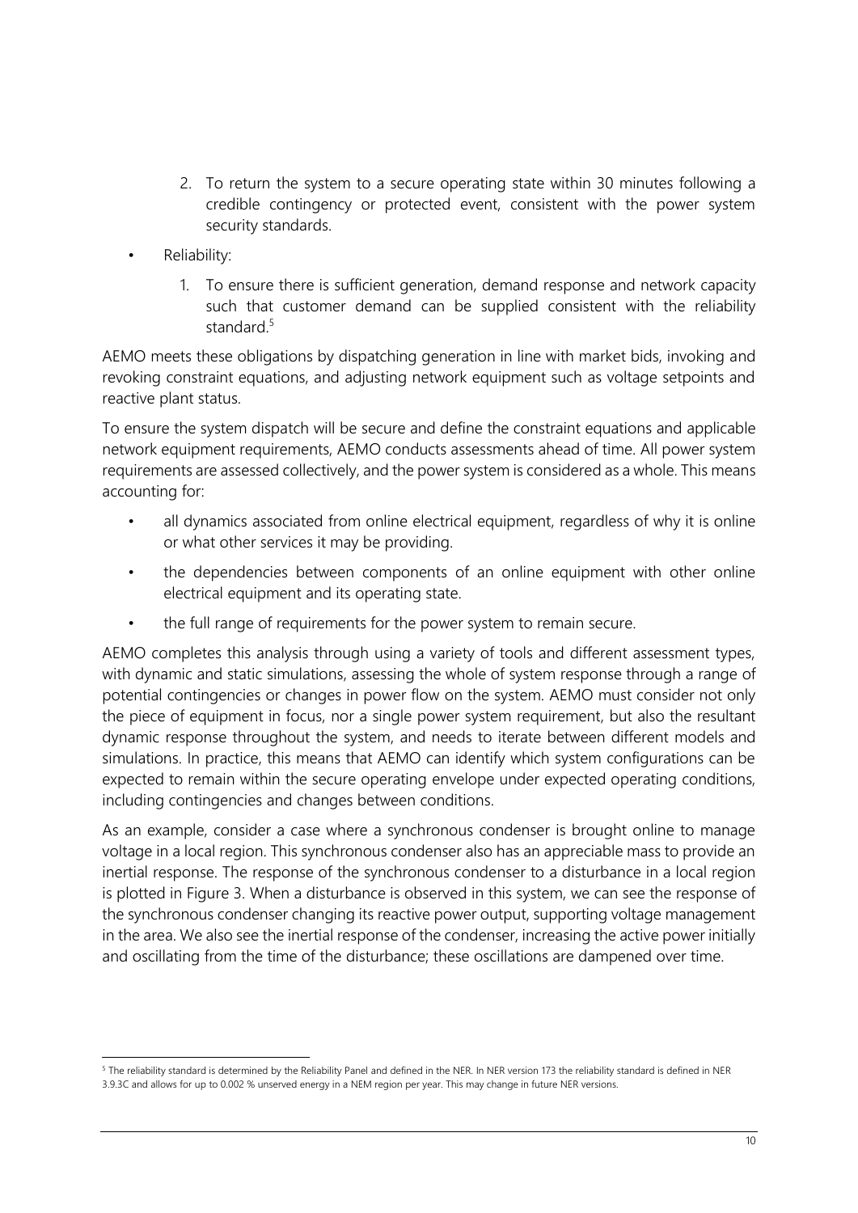2. To return the system to a secure operating state within 30 minutes following a credible contingency or protected event, consistent with the power system security standards.

- Reliability:
  1. To ensure there is sufficient generation, demand response and network capacity such that customer demand can be supplied consistent with the reliability standard.[5]

AEMO meets these obligations by dispatching generation in line with market bids, invoking and revoking constraint equations, and adjusting network equipment such as voltage setpoints and reactive plant status.

To ensure the system dispatch will be secure and define the constraint equations and applicable network equipment requirements, AEMO conducts assessments ahead of time. All power system requirements are assessed collectively, and the power system is considered as a whole. This means accounting for:

- all dynamics associated from online electrical equipment, regardless of why it is online or what other services it may be providing.
- the dependencies between components of an online equipment with other online electrical equipment and its operating state.
- the full range of requirements for the power system to remain secure.

AEMO completes this analysis through using a variety of tools and different assessment types, with dynamic and static simulations, assessing the whole of system response through a range of potential contingencies or changes in power flow on the system. AEMO must consider not only the piece of equipment in focus, nor a single power system requirement, but also the resultant dynamic response throughout the system, and needs to iterate between different models and simulations. In practice, this means that AEMO can identify which system configurations can be expected to remain within the secure operating envelope under expected operating conditions, including contingencies and changes between conditions.

As an example, consider a case where a synchronous condenser is brought online to manage voltage in a local region. This synchronous condenser also has an appreciable mass to provide an inertial response. The response of the synchronous condenser to a disturbance in a local region is plotted in Figure 3. When a disturbance is observed in this system, we can see the response of the synchronous condenser changing its reactive power output, supporting voltage management in the area. We also see the inertial response of the condenser, increasing the active power initially and oscillating from the time of the disturbance; these oscillations are dampened over time.

[5] The reliability standard is determined by the Reliability Panel and defined in the NER. In NER version 173 the reliability standard is defined in NER 3.9.3C and allows for up to 0.002 % unserved energy in a NEM region per year. This may change in future NER versions.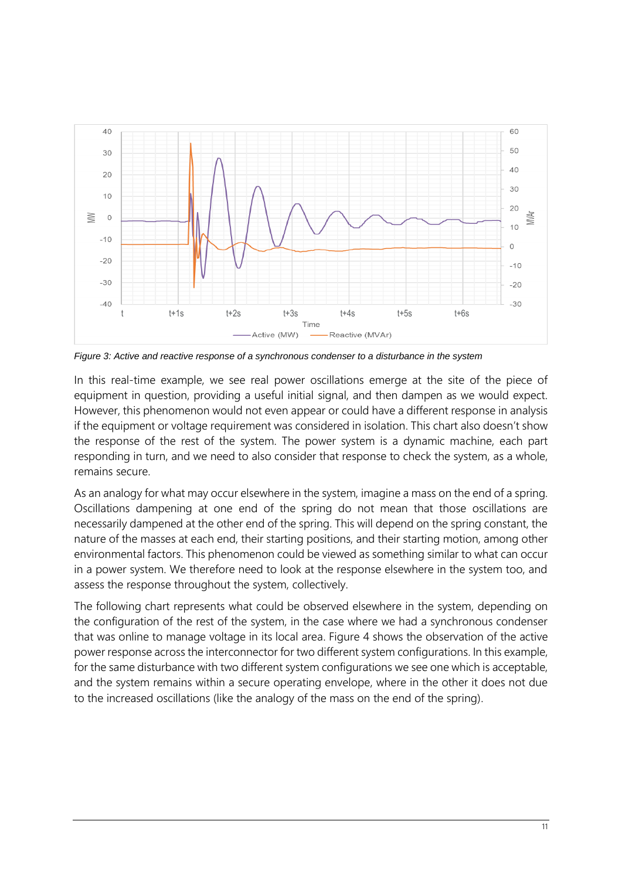*Figure 3: Active and reactive response of a synchronous condenser to a disturbance in the system*

In this real-time example, we see real power oscillations emerge at the site of the piece of equipment in question, providing a useful initial signal, and then dampen as we would expect. However, this phenomenon would not even appear or could have a different response in analysis if the equipment or voltage requirement was considered in isolation. This chart also doesn't show the response of the rest of the system. The power system is a dynamic machine, each part responding in turn, and we need to also consider that response to check the system, as a whole, remains secure.

As an analogy for what may occur elsewhere in the system, imagine a mass on the end of a spring. Oscillations dampening at one end of the spring do not mean that those oscillations are necessarily dampened at the other end of the spring. This will depend on the spring constant, the nature of the masses at each end, their starting positions, and their starting motion, among other environmental factors. This phenomenon could be viewed as something similar to what can occur in a power system. We therefore need to look at the response elsewhere in the system too, and assess the response throughout the system, collectively.

The following chart represents what could be observed elsewhere in the system, depending on the configuration of the rest of the system, in the case where we had a synchronous condenser that was online to manage voltage in its local area. Figure 4 shows the observation of the active power response across the interconnector for two different system configurations. In this example, for the same disturbance with two different system configurations we see one which is acceptable, and the system remains within a secure operating envelope, where in the other it does not due to the increased oscillations (like the analogy of the mass on the end of the spring).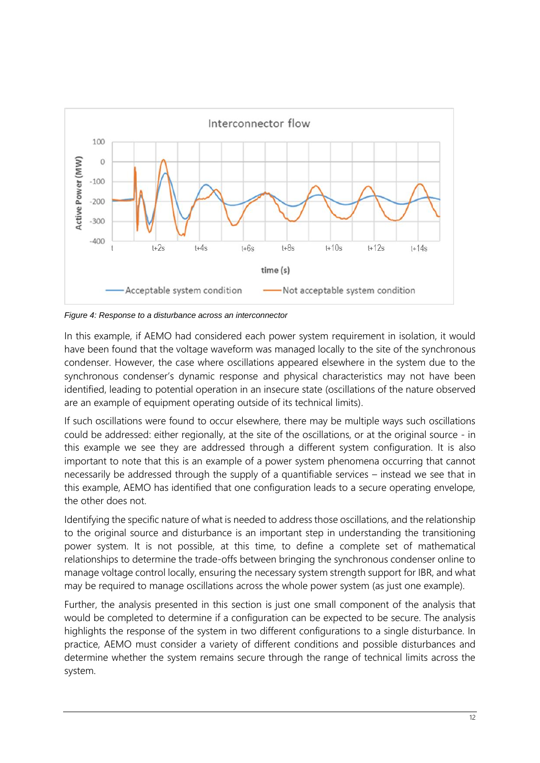Figure 4: *Response to a disturbance across an interconnector*

In this example, if AEMO had considered each power system requirement in isolation, it would have been found that the voltage waveform was managed locally to the site of the synchronous condenser. However, the case where oscillations appeared elsewhere in the system due to the synchronous condenser's dynamic response and physical characteristics may not have been identified, leading to potential operation in an insecure state (oscillations of the nature observed are an example of equipment operating outside of its technical limits).

If such oscillations were found to occur elsewhere, there may be multiple ways such oscillations could be addressed: either regionally, at the site of the oscillations, or at the original source - in this example we see they are addressed through a different system configuration. It is also important to note that this is an example of a power system phenomena occurring that cannot necessarily be addressed through the supply of a quantifiable services – instead we see that in this example, AEMO has identified that one configuration leads to a secure operating envelope, the other does not.

Identifying the specific nature of what is needed to address those oscillations, and the relationship to the original source and disturbance is an important step in understanding the transitioning power system. It is not possible, at this time, to define a complete set of mathematical relationships to determine the trade-offs between bringing the synchronous condenser online to manage voltage control locally, ensuring the necessary system strength support for IBR, and what may be required to manage oscillations across the whole power system (as just one example).

Further, the analysis presented in this section is just one small component of the analysis that would be completed to determine if a configuration can be expected to be secure. The analysis highlights the response of the system in two different configurations to a single disturbance. In practice, AEMO must consider a variety of different conditions and possible disturbances and determine whether the system remains secure through the range of technical limits across the system.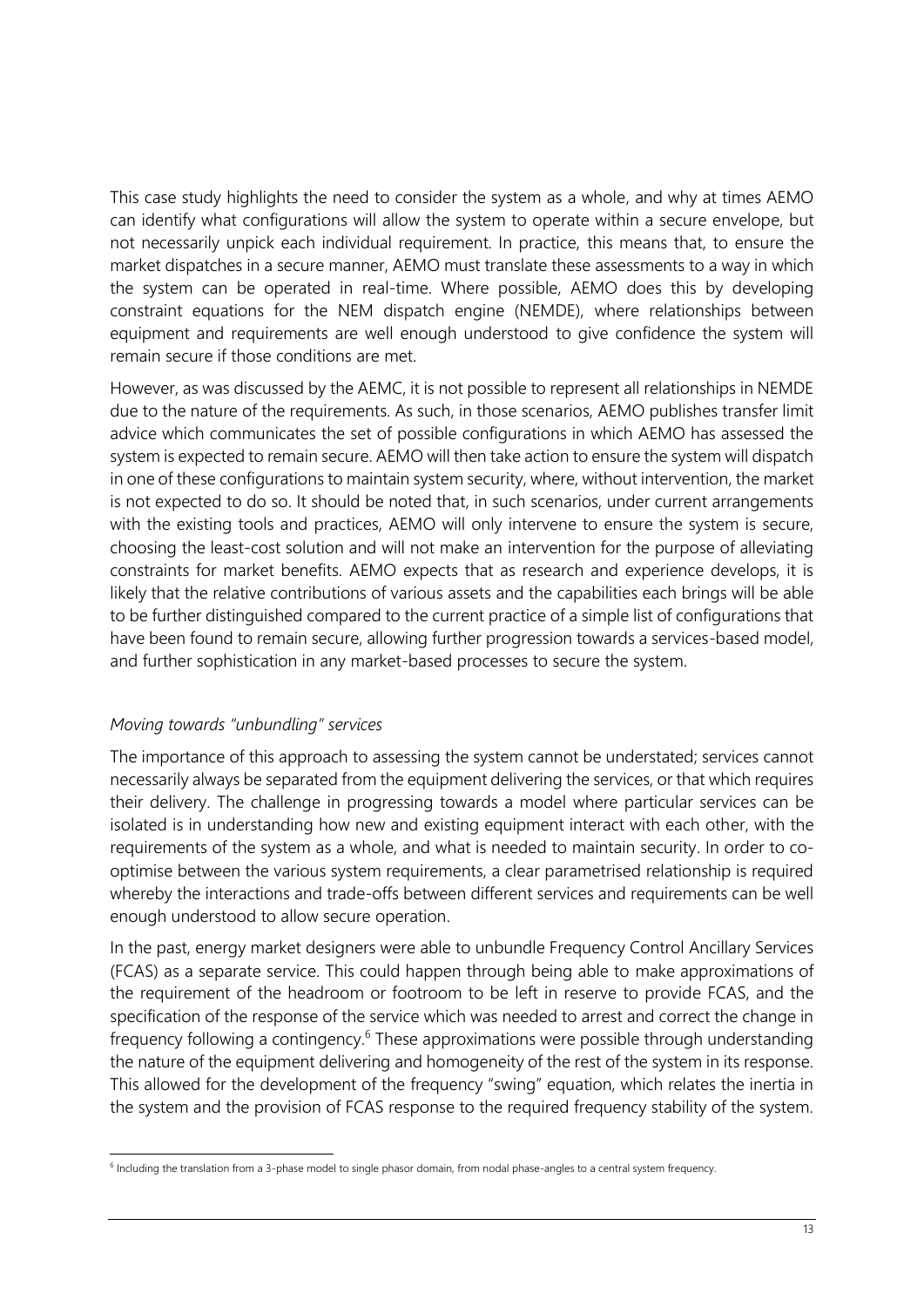This case study highlights the need to consider the system as a whole, and why at times AEMO can identify what configurations will allow the system to operate within a secure envelope, but not necessarily unpick each individual requirement. In practice, this means that, to ensure the market dispatches in a secure manner, AEMO must translate these assessments to a way in which the system can be operated in real-time. Where possible, AEMO does this by developing constraint equations for the NEM dispatch engine (NEMDE), where relationships between equipment and requirements are well enough understood to give confidence the system will remain secure if those conditions are met.

However, as was discussed by the AEMC, it is not possible to represent all relationships in NEMDE due to the nature of the requirements. As such, in those scenarios, AEMO publishes transfer limit advice which communicates the set of possible configurations in which AEMO has assessed the system is expected to remain secure. AEMO will then take action to ensure the system will dispatch in one of these configurations to maintain system security, where, without intervention, the market is not expected to do so. It should be noted that, in such scenarios, under current arrangements with the existing tools and practices, AEMO will only intervene to ensure the system is secure, choosing the least-cost solution and will not make an intervention for the purpose of alleviating constraints for market benefits. AEMO expects that as research and experience develops, it is likely that the relative contributions of various assets and the capabilities each brings will be able to be further distinguished compared to the current practice of a simple list of configurations that have been found to remain secure, allowing further progression towards a services-based model, and further sophistication in any market-based processes to secure the system.

*Moving towards "unbundling" services*

The importance of this approach to assessing the system cannot be understated; services cannot necessarily always be separated from the equipment delivering the services, or that which requires their delivery. The challenge in progressing towards a model where particular services can be isolated is in understanding how new and existing equipment interact with each other, with the requirements of the system as a whole, and what is needed to maintain security. In order to co-optimise between the various system requirements, a clear parametrised relationship is required whereby the interactions and trade-offs between different services and requirements can be well enough understood to allow secure operation.

In the past, energy market designers were able to unbundle Frequency Control Ancillary Services (FCAS) as a separate service. This could happen through being able to make approximations of the requirement of the headroom or footroom to be left in reserve to provide FCAS, and the specification of the response of the service which was needed to arrest and correct the change in frequency following a contingency.[6] These approximations were possible through understanding the nature of the equipment delivering and homogeneity of the rest of the system in its response. This allowed for the development of the frequency "swing" equation, which relates the inertia in the system and the provision of FCAS response to the required frequency stability of the system.

[6] Including the translation from a 3-phase model to single phasor domain, from nodal phase-angles to a central system frequency.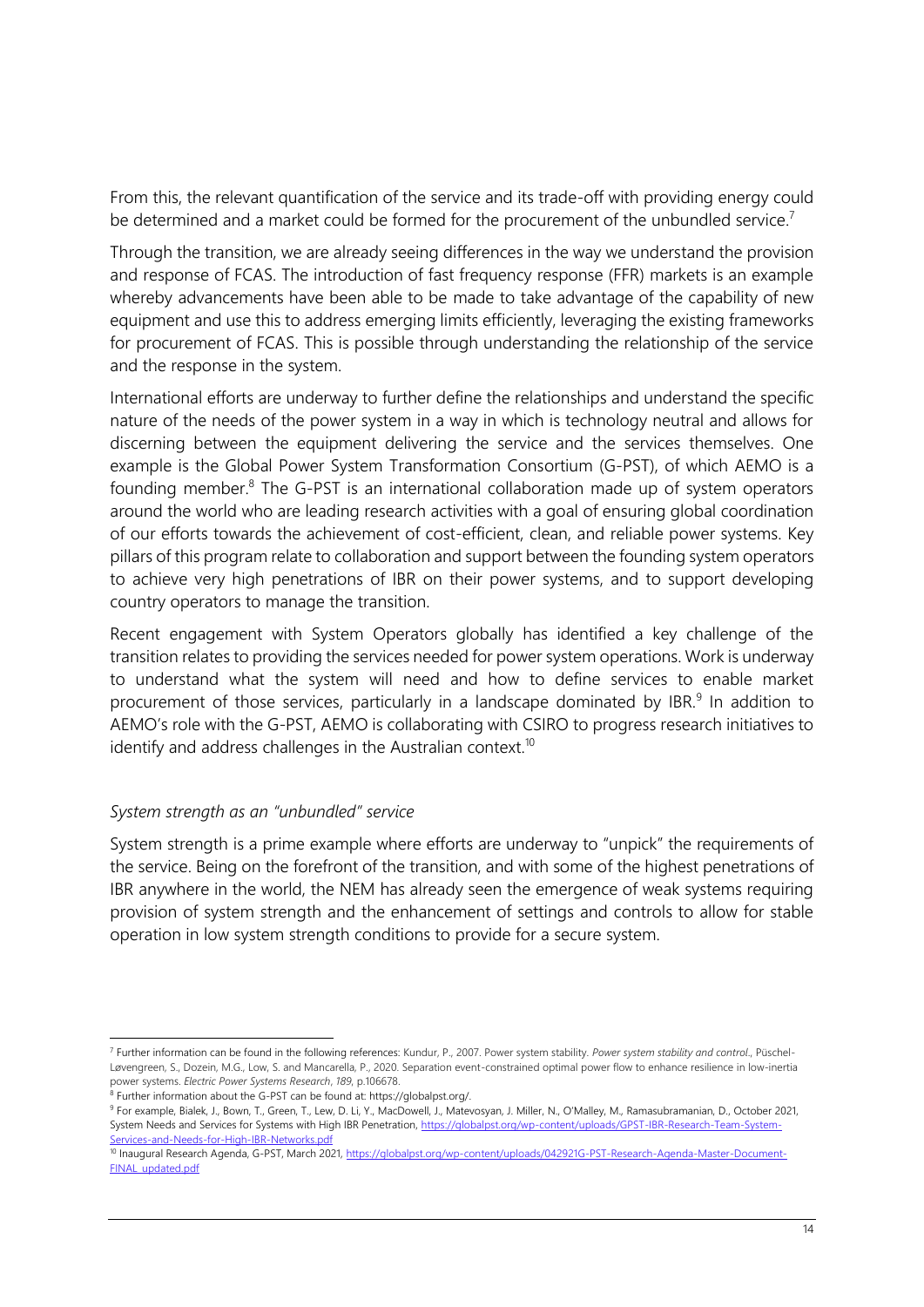From this, the relevant quantification of the service and its trade-off with providing energy could be determined and a market could be formed for the procurement of the unbundled service.[7]

Through the transition, we are already seeing differences in the way we understand the provision and response of FCAS. The introduction of fast frequency response (FFR) markets is an example whereby advancements have been able to be made to take advantage of the capability of new equipment and use this to address emerging limits efficiently, leveraging the existing frameworks for procurement of FCAS. This is possible through understanding the relationship of the service and the response in the system.

International efforts are underway to further define the relationships and understand the specific nature of the needs of the power system in a way in which is technology neutral and allows for discerning between the equipment delivering the service and the services themselves. One example is the Global Power System Transformation Consortium (G-PST), of which AEMO is a founding member.[8] The G-PST is an international collaboration made up of system operators around the world who are leading research activities with a goal of ensuring global coordination of our efforts towards the achievement of cost-efficient, clean, and reliable power systems. Key pillars of this program relate to collaboration and support between the founding system operators to achieve very high penetrations of IBR on their power systems, and to support developing country operators to manage the transition.

Recent engagement with System Operators globally has identified a key challenge of the transition relates to providing the services needed for power system operations. Work is underway to understand what the system will need and how to define services to enable market procurement of those services, particularly in a landscape dominated by IBR.[9] In addition to AEMO's role with the G-PST, AEMO is collaborating with CSIRO to progress research initiatives to identify and address challenges in the Australian context.[10]

*System strength as an "unbundled" service*

System strength is a prime example where efforts are underway to "unpick" the requirements of the service. Being on the forefront of the transition, and with some of the highest penetrations of IBR anywhere in the world, the NEM has already seen the emergence of weak systems requiring provision of system strength and the enhancement of settings and controls to allow for stable operation in low system strength conditions to provide for a secure system.

---

[7] Further information can be found in the following references: Kundur, P., 2007. Power system stability. *Power system stability and control*., Püschel-Løvengreen, S., Dozein, M.G., Low, S. and Mancarella, P., 2020. Separation event-constrained optimal power flow to enhance resilience in low-inertia power systems. *Electric Power Systems Research*, *189*, p.106678.

[8] Further information about the G-PST can be found at: https://globalpst.org/.

[9] For example, Bialek, J., Bown, T., Green, T., Lew, D. Li, Y., MacDowell, J., Matevosyan, J. Miller, N., O'Malley, M., Ramasubramanian, D., October 2021, System Needs and Services for Systems with High IBR Penetration, https://globalpst.org/wp-content/uploads/GPST-IBR-Research-Team-System-Services-and-Needs-for-High-IBR-Networks.pdf

[10] Inaugural Research Agenda, G-PST, March 2021, https://globalpst.org/wp-content/uploads/042921G-PST-Research-Agenda-Master-Document-FINAL_updated.pdf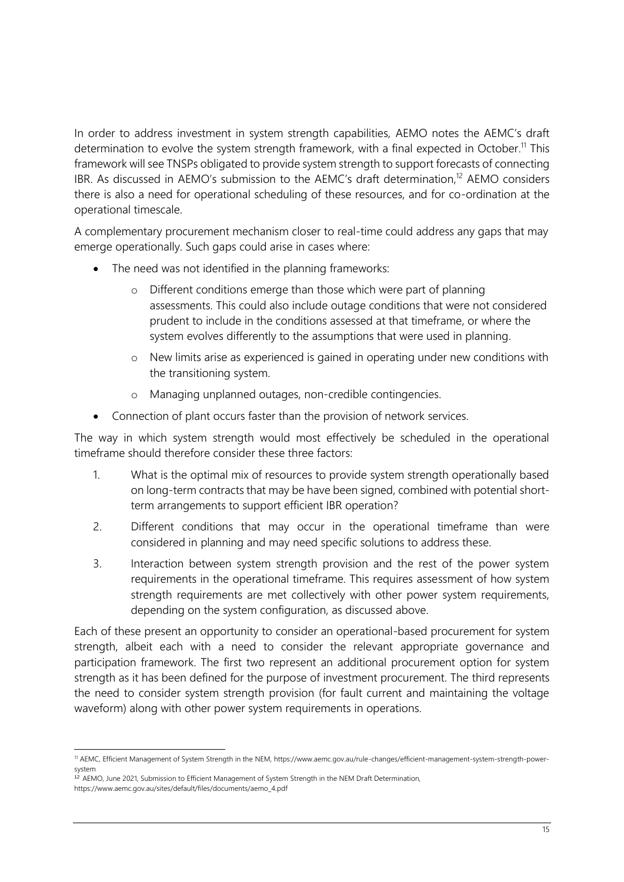In order to address investment in system strength capabilities, AEMO notes the AEMC's draft determination to evolve the system strength framework, with a final expected in October.[11] This framework will see TNSPs obligated to provide system strength to support forecasts of connecting IBR. As discussed in AEMO's submission to the AEMC's draft determination,[12] AEMO considers there is also a need for operational scheduling of these resources, and for co-ordination at the operational timescale.

A complementary procurement mechanism closer to real-time could address any gaps that may emerge operationally. Such gaps could arise in cases where:

- The need was not identified in the planning frameworks:
  - Different conditions emerge than those which were part of planning assessments. This could also include outage conditions that were not considered prudent to include in the conditions assessed at that timeframe, or where the system evolves differently to the assumptions that were used in planning.
  - New limits arise as experienced is gained in operating under new conditions with the transitioning system.
  - Managing unplanned outages, non-credible contingencies.
- Connection of plant occurs faster than the provision of network services.

The way in which system strength would most effectively be scheduled in the operational timeframe should therefore consider these three factors:

1. What is the optimal mix of resources to provide system strength operationally based on long-term contracts that may be have been signed, combined with potential short-term arrangements to support efficient IBR operation?
2. Different conditions that may occur in the operational timeframe than were considered in planning and may need specific solutions to address these.
3. Interaction between system strength provision and the rest of the power system requirements in the operational timeframe. This requires assessment of how system strength requirements are met collectively with other power system requirements, depending on the system configuration, as discussed above.

Each of these present an opportunity to consider an operational-based procurement for system strength, albeit each with a need to consider the relevant appropriate governance and participation framework. The first two represent an additional procurement option for system strength as it has been defined for the purpose of investment procurement. The third represents the need to consider system strength provision (for fault current and maintaining the voltage waveform) along with other power system requirements in operations.

---

[11] AEMC, Efficient Management of System Strength in the NEM, https://www.aemc.gov.au/rule-changes/efficient-management-system-strength-power-system

[12] AEMO, June 2021, Submission to Efficient Management of System Strength in the NEM Draft Determination, https://www.aemc.gov.au/sites/default/files/documents/aemo_4.pdf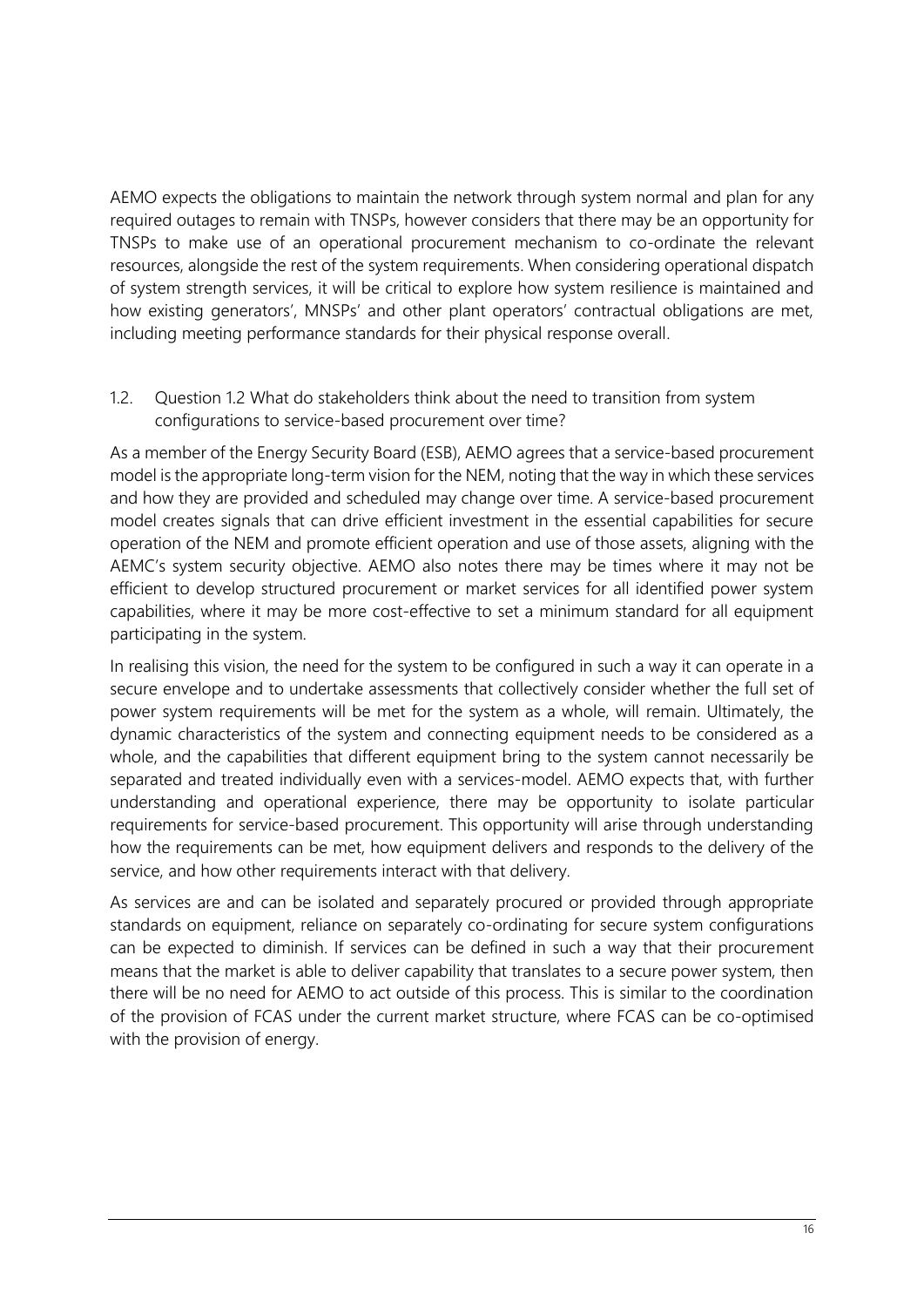AEMO expects the obligations to maintain the network through system normal and plan for any required outages to remain with TNSPs, however considers that there may be an opportunity for TNSPs to make use of an operational procurement mechanism to co-ordinate the relevant resources, alongside the rest of the system requirements. When considering operational dispatch of system strength services, it will be critical to explore how system resilience is maintained and how existing generators', MNSPs' and other plant operators' contractual obligations are met, including meeting performance standards for their physical response overall.

## 1.2. Question 1.2 What do stakeholders think about the need to transition from system configurations to service-based procurement over time?

As a member of the Energy Security Board (ESB), AEMO agrees that a service-based procurement model is the appropriate long-term vision for the NEM, noting that the way in which these services and how they are provided and scheduled may change over time. A service-based procurement model creates signals that can drive efficient investment in the essential capabilities for secure operation of the NEM and promote efficient operation and use of those assets, aligning with the AEMC's system security objective. AEMO also notes there may be times where it may not be efficient to develop structured procurement or market services for all identified power system capabilities, where it may be more cost-effective to set a minimum standard for all equipment participating in the system.

In realising this vision, the need for the system to be configured in such a way it can operate in a secure envelope and to undertake assessments that collectively consider whether the full set of power system requirements will be met for the system as a whole, will remain. Ultimately, the dynamic characteristics of the system and connecting equipment needs to be considered as a whole, and the capabilities that different equipment bring to the system cannot necessarily be separated and treated individually even with a services-model. AEMO expects that, with further understanding and operational experience, there may be opportunity to isolate particular requirements for service-based procurement. This opportunity will arise through understanding how the requirements can be met, how equipment delivers and responds to the delivery of the service, and how other requirements interact with that delivery.

As services are and can be isolated and separately procured or provided through appropriate standards on equipment, reliance on separately co-ordinating for secure system configurations can be expected to diminish. If services can be defined in such a way that their procurement means that the market is able to deliver capability that translates to a secure power system, then there will be no need for AEMO to act outside of this process. This is similar to the coordination of the provision of FCAS under the current market structure, where FCAS can be co-optimised with the provision of energy.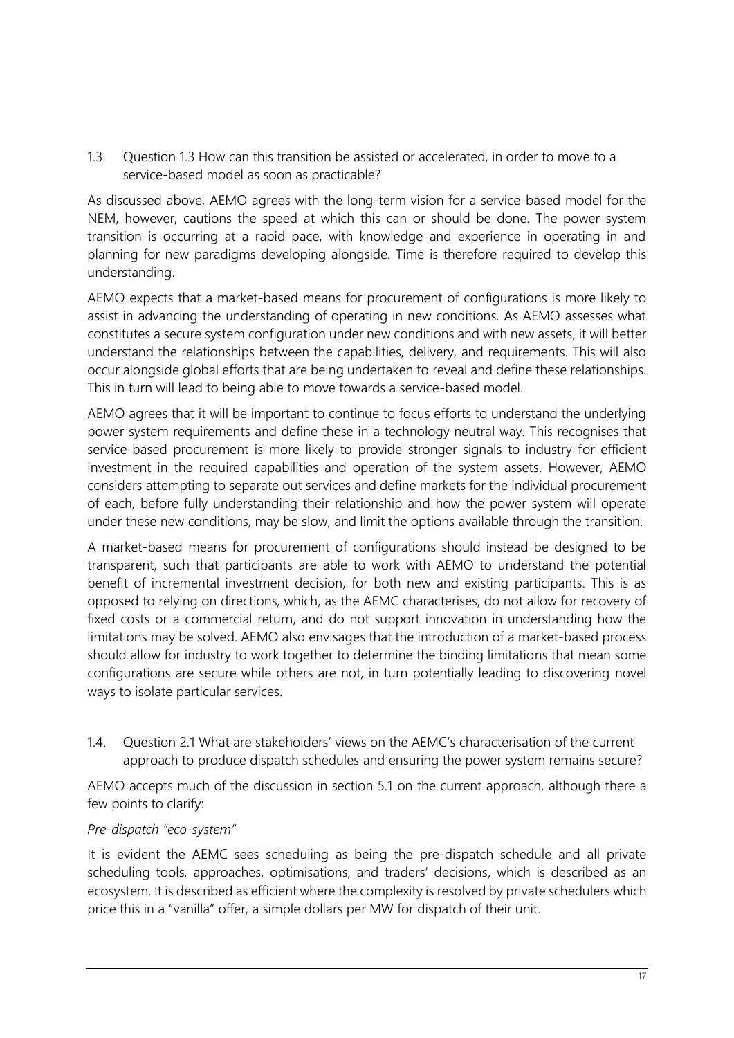### 1.3. Question 1.3 How can this transition be assisted or accelerated, in order to move to a service-based model as soon as practicable?

As discussed above, AEMO agrees with the long-term vision for a service-based model for the NEM, however, cautions the speed at which this can or should be done. The power system transition is occurring at a rapid pace, with knowledge and experience in operating in and planning for new paradigms developing alongside. Time is therefore required to develop this understanding.

AEMO expects that a market-based means for procurement of configurations is more likely to assist in advancing the understanding of operating in new conditions. As AEMO assesses what constitutes a secure system configuration under new conditions and with new assets, it will better understand the relationships between the capabilities, delivery, and requirements. This will also occur alongside global efforts that are being undertaken to reveal and define these relationships. This in turn will lead to being able to move towards a service-based model.

AEMO agrees that it will be important to continue to focus efforts to understand the underlying power system requirements and define these in a technology neutral way. This recognises that service-based procurement is more likely to provide stronger signals to industry for efficient investment in the required capabilities and operation of the system assets. However, AEMO considers attempting to separate out services and define markets for the individual procurement of each, before fully understanding their relationship and how the power system will operate under these new conditions, may be slow, and limit the options available through the transition.

A market-based means for procurement of configurations should instead be designed to be transparent, such that participants are able to work with AEMO to understand the potential benefit of incremental investment decision, for both new and existing participants. This is as opposed to relying on directions, which, as the AEMC characterises, do not allow for recovery of fixed costs or a commercial return, and do not support innovation in understanding how the limitations may be solved. AEMO also envisages that the introduction of a market-based process should allow for industry to work together to determine the binding limitations that mean some configurations are secure while others are not, in turn potentially leading to discovering novel ways to isolate particular services.

### 1.4. Question 2.1 What are stakeholders' views on the AEMC's characterisation of the current approach to produce dispatch schedules and ensuring the power system remains secure?

AEMO accepts much of the discussion in section 5.1 on the current approach, although there a few points to clarify:

*Pre-dispatch "eco-system"*

It is evident the AEMC sees scheduling as being the pre-dispatch schedule and all private scheduling tools, approaches, optimisations, and traders' decisions, which is described as an ecosystem. It is described as efficient where the complexity is resolved by private schedulers which price this in a "vanilla" offer, a simple dollars per MW for dispatch of their unit.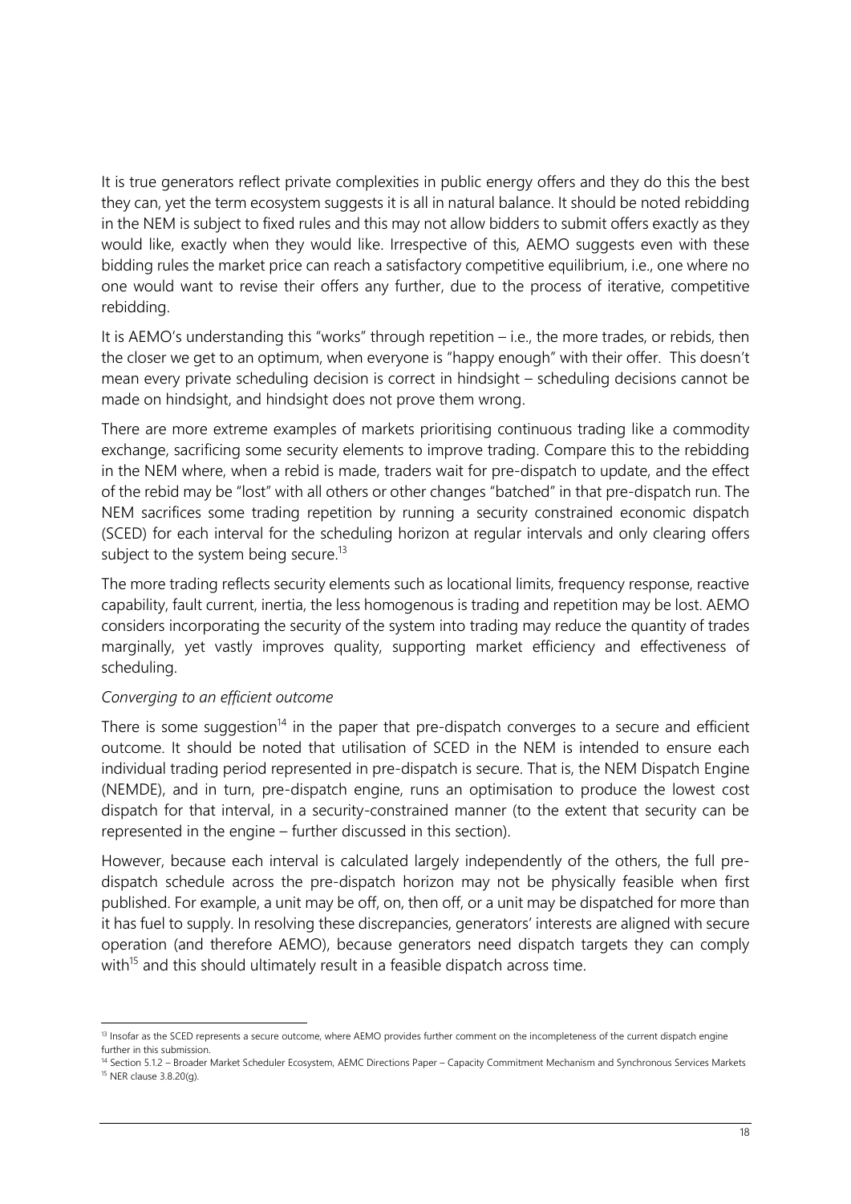It is true generators reflect private complexities in public energy offers and they do this the best they can, yet the term ecosystem suggests it is all in natural balance. It should be noted rebidding in the NEM is subject to fixed rules and this may not allow bidders to submit offers exactly as they would like, exactly when they would like. Irrespective of this, AEMO suggests even with these bidding rules the market price can reach a satisfactory competitive equilibrium, i.e., one where no one would want to revise their offers any further, due to the process of iterative, competitive rebidding.

It is AEMO's understanding this "works" through repetition – i.e., the more trades, or rebids, then the closer we get to an optimum, when everyone is "happy enough" with their offer. This doesn't mean every private scheduling decision is correct in hindsight – scheduling decisions cannot be made on hindsight, and hindsight does not prove them wrong.

There are more extreme examples of markets prioritising continuous trading like a commodity exchange, sacrificing some security elements to improve trading. Compare this to the rebidding in the NEM where, when a rebid is made, traders wait for pre-dispatch to update, and the effect of the rebid may be "lost" with all others or other changes "batched" in that pre-dispatch run. The NEM sacrifices some trading repetition by running a security constrained economic dispatch (SCED) for each interval for the scheduling horizon at regular intervals and only clearing offers subject to the system being secure.[13]

The more trading reflects security elements such as locational limits, frequency response, reactive capability, fault current, inertia, the less homogenous is trading and repetition may be lost. AEMO considers incorporating the security of the system into trading may reduce the quantity of trades marginally, yet vastly improves quality, supporting market efficiency and effectiveness of scheduling.

*Converging to an efficient outcome*

There is some suggestion[14] in the paper that pre-dispatch converges to a secure and efficient outcome. It should be noted that utilisation of SCED in the NEM is intended to ensure each individual trading period represented in pre-dispatch is secure. That is, the NEM Dispatch Engine (NEMDE), and in turn, pre-dispatch engine, runs an optimisation to produce the lowest cost dispatch for that interval, in a security-constrained manner (to the extent that security can be represented in the engine – further discussed in this section).

However, because each interval is calculated largely independently of the others, the full pre-dispatch schedule across the pre-dispatch horizon may not be physically feasible when first published. For example, a unit may be off, on, then off, or a unit may be dispatched for more than it has fuel to supply. In resolving these discrepancies, generators' interests are aligned with secure operation (and therefore AEMO), because generators need dispatch targets they can comply with[15] and this should ultimately result in a feasible dispatch across time.

---

[13] Insofar as the SCED represents a secure outcome, where AEMO provides further comment on the incompleteness of the current dispatch engine further in this submission.

[14] Section 5.1.2 – Broader Market Scheduler Ecosystem, AEMC Directions Paper – Capacity Commitment Mechanism and Synchronous Services Markets

[15] NER clause 3.8.20(g).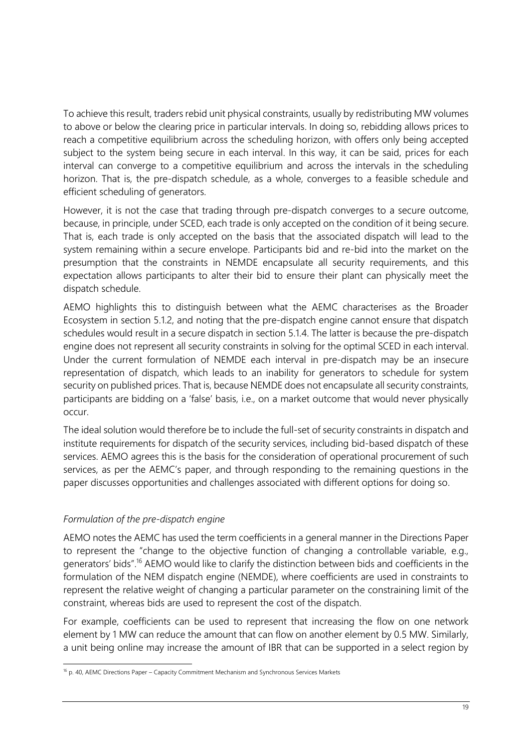To achieve this result, traders rebid unit physical constraints, usually by redistributing MW volumes to above or below the clearing price in particular intervals. In doing so, rebidding allows prices to reach a competitive equilibrium across the scheduling horizon, with offers only being accepted subject to the system being secure in each interval. In this way, it can be said, prices for each interval can converge to a competitive equilibrium and across the intervals in the scheduling horizon. That is, the pre-dispatch schedule, as a whole, converges to a feasible schedule and efficient scheduling of generators.

However, it is not the case that trading through pre-dispatch converges to a secure outcome, because, in principle, under SCED, each trade is only accepted on the condition of it being secure. That is, each trade is only accepted on the basis that the associated dispatch will lead to the system remaining within a secure envelope. Participants bid and re-bid into the market on the presumption that the constraints in NEMDE encapsulate all security requirements, and this expectation allows participants to alter their bid to ensure their plant can physically meet the dispatch schedule.

AEMO highlights this to distinguish between what the AEMC characterises as the Broader Ecosystem in section 5.1.2, and noting that the pre-dispatch engine cannot ensure that dispatch schedules would result in a secure dispatch in section 5.1.4. The latter is because the pre-dispatch engine does not represent all security constraints in solving for the optimal SCED in each interval. Under the current formulation of NEMDE each interval in pre-dispatch may be an insecure representation of dispatch, which leads to an inability for generators to schedule for system security on published prices. That is, because NEMDE does not encapsulate all security constraints, participants are bidding on a 'false' basis, i.e., on a market outcome that would never physically occur.

The ideal solution would therefore be to include the full-set of security constraints in dispatch and institute requirements for dispatch of the security services, including bid-based dispatch of these services. AEMO agrees this is the basis for the consideration of operational procurement of such services, as per the AEMC's paper, and through responding to the remaining questions in the paper discusses opportunities and challenges associated with different options for doing so.

*Formulation of the pre-dispatch engine*

AEMO notes the AEMC has used the term coefficients in a general manner in the Directions Paper to represent the "change to the objective function of changing a controllable variable, e.g., generators' bids".[16] AEMO would like to clarify the distinction between bids and coefficients in the formulation of the NEM dispatch engine (NEMDE), where coefficients are used in constraints to represent the relative weight of changing a particular parameter on the constraining limit of the constraint, whereas bids are used to represent the cost of the dispatch.

For example, coefficients can be used to represent that increasing the flow on one network element by 1 MW can reduce the amount that can flow on another element by 0.5 MW. Similarly, a unit being online may increase the amount of IBR that can be supported in a select region by

[16] p. 40, AEMC Directions Paper – Capacity Commitment Mechanism and Synchronous Services Markets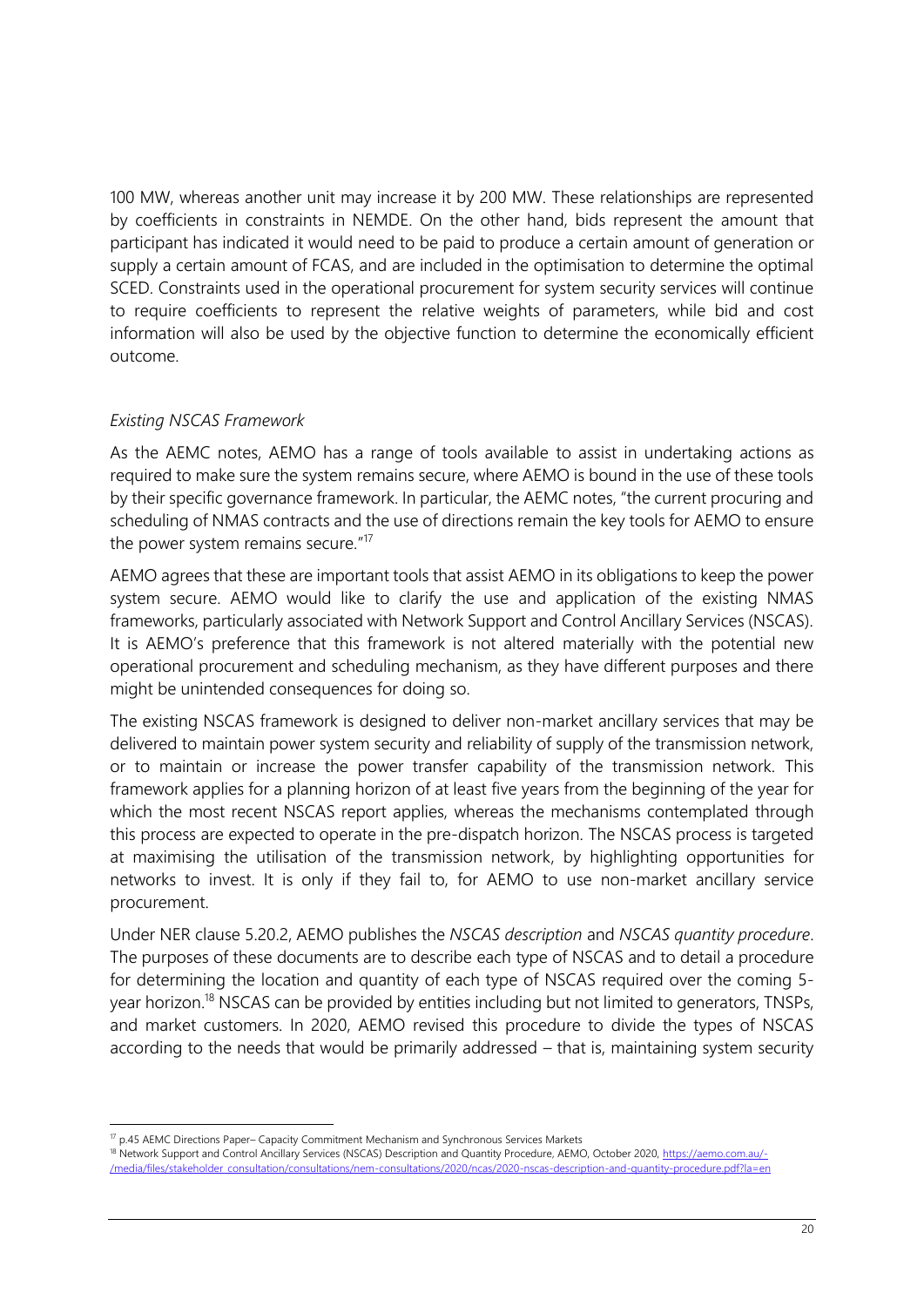100 MW, whereas another unit may increase it by 200 MW. These relationships are represented by coefficients in constraints in NEMDE. On the other hand, bids represent the amount that participant has indicated it would need to be paid to produce a certain amount of generation or supply a certain amount of FCAS, and are included in the optimisation to determine the optimal SCED. Constraints used in the operational procurement for system security services will continue to require coefficients to represent the relative weights of parameters, while bid and cost information will also be used by the objective function to determine the economically efficient outcome.

*Existing NSCAS Framework*

As the AEMC notes, AEMO has a range of tools available to assist in undertaking actions as required to make sure the system remains secure, where AEMO is bound in the use of these tools by their specific governance framework. In particular, the AEMC notes, "the current procuring and scheduling of NMAS contracts and the use of directions remain the key tools for AEMO to ensure the power system remains secure."[17]

AEMO agrees that these are important tools that assist AEMO in its obligations to keep the power system secure. AEMO would like to clarify the use and application of the existing NMAS frameworks, particularly associated with Network Support and Control Ancillary Services (NSCAS). It is AEMO's preference that this framework is not altered materially with the potential new operational procurement and scheduling mechanism, as they have different purposes and there might be unintended consequences for doing so.

The existing NSCAS framework is designed to deliver non-market ancillary services that may be delivered to maintain power system security and reliability of supply of the transmission network, or to maintain or increase the power transfer capability of the transmission network. This framework applies for a planning horizon of at least five years from the beginning of the year for which the most recent NSCAS report applies, whereas the mechanisms contemplated through this process are expected to operate in the pre-dispatch horizon. The NSCAS process is targeted at maximising the utilisation of the transmission network, by highlighting opportunities for networks to invest. It is only if they fail to, for AEMO to use non-market ancillary service procurement.

Under NER clause 5.20.2, AEMO publishes the *NSCAS description* and *NSCAS quantity procedure*. The purposes of these documents are to describe each type of NSCAS and to detail a procedure for determining the location and quantity of each type of NSCAS required over the coming 5-year horizon.[18] NSCAS can be provided by entities including but not limited to generators, TNSPs, and market customers. In 2020, AEMO revised this procedure to divide the types of NSCAS according to the needs that would be primarily addressed – that is, maintaining system security

[17] p.45 AEMC Directions Paper– Capacity Commitment Mechanism and Synchronous Services Markets

[18] Network Support and Control Ancillary Services (NSCAS) Description and Quantity Procedure, AEMO, October 2020, https://aemo.com.au/-/media/files/stakeholder_consultation/consultations/nem-consultations/2020/ncas/2020-nscas-description-and-quantity-procedure.pdf?la=en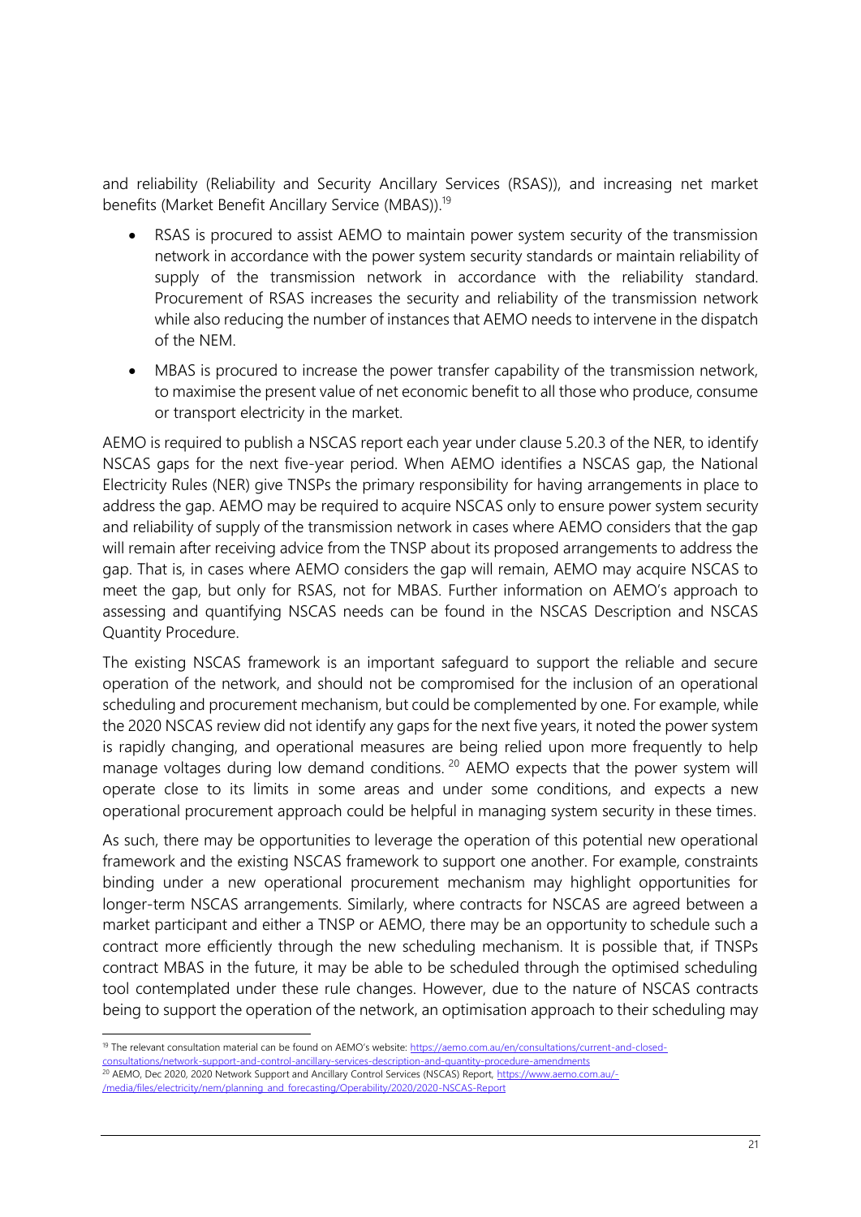and reliability (Reliability and Security Ancillary Services (RSAS)), and increasing net market benefits (Market Benefit Ancillary Service (MBAS)).[19]

- RSAS is procured to assist AEMO to maintain power system security of the transmission network in accordance with the power system security standards or maintain reliability of supply of the transmission network in accordance with the reliability standard. Procurement of RSAS increases the security and reliability of the transmission network while also reducing the number of instances that AEMO needs to intervene in the dispatch of the NEM.
- MBAS is procured to increase the power transfer capability of the transmission network, to maximise the present value of net economic benefit to all those who produce, consume or transport electricity in the market.

AEMO is required to publish a NSCAS report each year under clause 5.20.3 of the NER, to identify NSCAS gaps for the next five-year period. When AEMO identifies a NSCAS gap, the National Electricity Rules (NER) give TNSPs the primary responsibility for having arrangements in place to address the gap. AEMO may be required to acquire NSCAS only to ensure power system security and reliability of supply of the transmission network in cases where AEMO considers that the gap will remain after receiving advice from the TNSP about its proposed arrangements to address the gap. That is, in cases where AEMO considers the gap will remain, AEMO may acquire NSCAS to meet the gap, but only for RSAS, not for MBAS. Further information on AEMO's approach to assessing and quantifying NSCAS needs can be found in the NSCAS Description and NSCAS Quantity Procedure.

The existing NSCAS framework is an important safeguard to support the reliable and secure operation of the network, and should not be compromised for the inclusion of an operational scheduling and procurement mechanism, but could be complemented by one. For example, while the 2020 NSCAS review did not identify any gaps for the next five years, it noted the power system is rapidly changing, and operational measures are being relied upon more frequently to help manage voltages during low demand conditions.[20] AEMO expects that the power system will operate close to its limits in some areas and under some conditions, and expects a new operational procurement approach could be helpful in managing system security in these times.

As such, there may be opportunities to leverage the operation of this potential new operational framework and the existing NSCAS framework to support one another. For example, constraints binding under a new operational procurement mechanism may highlight opportunities for longer-term NSCAS arrangements. Similarly, where contracts for NSCAS are agreed between a market participant and either a TNSP or AEMO, there may be an opportunity to schedule such a contract more efficiently through the new scheduling mechanism. It is possible that, if TNSPs contract MBAS in the future, it may be able to be scheduled through the optimised scheduling tool contemplated under these rule changes. However, due to the nature of NSCAS contracts being to support the operation of the network, an optimisation approach to their scheduling may

[19] The relevant consultation material can be found on AEMO's website: https://aemo.com.au/en/consultations/current-and-closed-consultations/network-support-and-control-ancillary-services-description-and-quantity-procedure-amendments

[20] AEMO, Dec 2020, 2020 Network Support and Ancillary Control Services (NSCAS) Report, https://www.aemo.com.au/-/media/files/electricity/nem/planning_and_forecasting/Operability/2020/2020-NSCAS-Report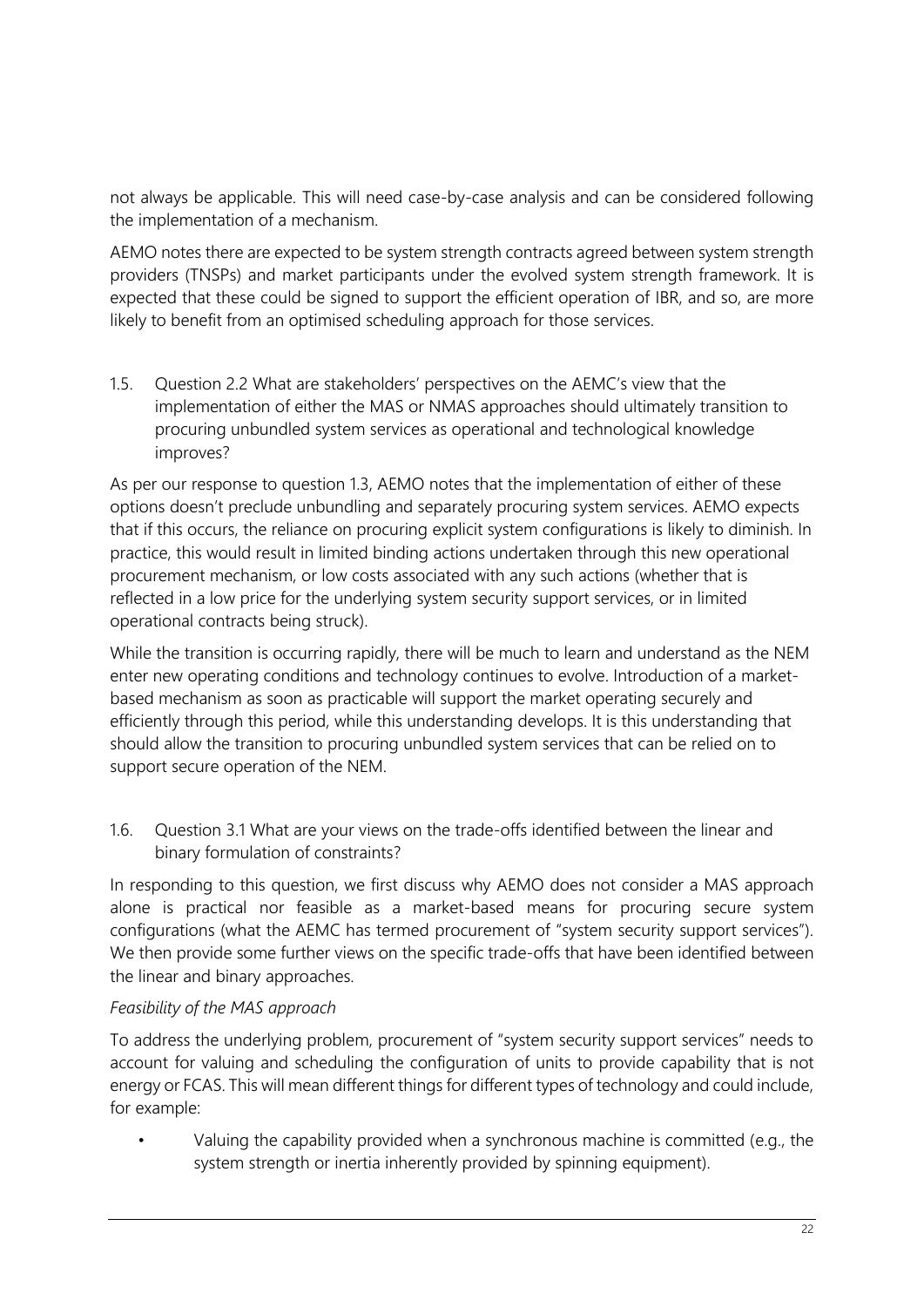not always be applicable. This will need case-by-case analysis and can be considered following the implementation of a mechanism.

AEMO notes there are expected to be system strength contracts agreed between system strength providers (TNSPs) and market participants under the evolved system strength framework. It is expected that these could be signed to support the efficient operation of IBR, and so, are more likely to benefit from an optimised scheduling approach for those services.

### 1.5. Question 2.2 What are stakeholders' perspectives on the AEMC's view that the implementation of either the MAS or NMAS approaches should ultimately transition to procuring unbundled system services as operational and technological knowledge improves?

As per our response to question 1.3, AEMO notes that the implementation of either of these options doesn't preclude unbundling and separately procuring system services. AEMO expects that if this occurs, the reliance on procuring explicit system configurations is likely to diminish. In practice, this would result in limited binding actions undertaken through this new operational procurement mechanism, or low costs associated with any such actions (whether that is reflected in a low price for the underlying system security support services, or in limited operational contracts being struck).

While the transition is occurring rapidly, there will be much to learn and understand as the NEM enter new operating conditions and technology continues to evolve. Introduction of a market-based mechanism as soon as practicable will support the market operating securely and efficiently through this period, while this understanding develops. It is this understanding that should allow the transition to procuring unbundled system services that can be relied on to support secure operation of the NEM.

### 1.6. Question 3.1 What are your views on the trade-offs identified between the linear and binary formulation of constraints?

In responding to this question, we first discuss why AEMO does not consider a MAS approach alone is practical nor feasible as a market-based means for procuring secure system configurations (what the AEMC has termed procurement of "system security support services"). We then provide some further views on the specific trade-offs that have been identified between the linear and binary approaches.

*Feasibility of the MAS approach*

To address the underlying problem, procurement of "system security support services" needs to account for valuing and scheduling the configuration of units to provide capability that is not energy or FCAS. This will mean different things for different types of technology and could include, for example:

- Valuing the capability provided when a synchronous machine is committed (e.g., the system strength or inertia inherently provided by spinning equipment).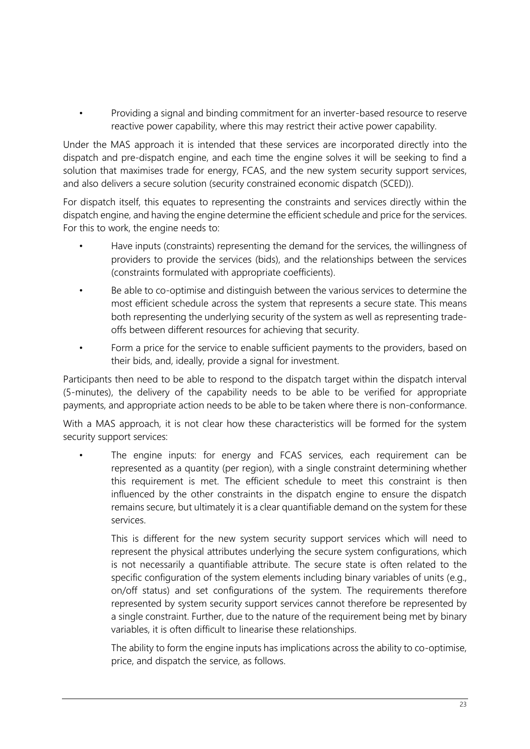- Providing a signal and binding commitment for an inverter-based resource to reserve reactive power capability, where this may restrict their active power capability.

Under the MAS approach it is intended that these services are incorporated directly into the dispatch and pre-dispatch engine, and each time the engine solves it will be seeking to find a solution that maximises trade for energy, FCAS, and the new system security support services, and also delivers a secure solution (security constrained economic dispatch (SCED)).

For dispatch itself, this equates to representing the constraints and services directly within the dispatch engine, and having the engine determine the efficient schedule and price for the services. For this to work, the engine needs to:

- Have inputs (constraints) representing the demand for the services, the willingness of providers to provide the services (bids), and the relationships between the services (constraints formulated with appropriate coefficients).
- Be able to co-optimise and distinguish between the various services to determine the most efficient schedule across the system that represents a secure state. This means both representing the underlying security of the system as well as representing trade-offs between different resources for achieving that security.
- Form a price for the service to enable sufficient payments to the providers, based on their bids, and, ideally, provide a signal for investment.

Participants then need to be able to respond to the dispatch target within the dispatch interval (5-minutes), the delivery of the capability needs to be able to be verified for appropriate payments, and appropriate action needs to be able to be taken where there is non-conformance.

With a MAS approach, it is not clear how these characteristics will be formed for the system security support services:

- The engine inputs: for energy and FCAS services, each requirement can be represented as a quantity (per region), with a single constraint determining whether this requirement is met. The efficient schedule to meet this constraint is then influenced by the other constraints in the dispatch engine to ensure the dispatch remains secure, but ultimately it is a clear quantifiable demand on the system for these services.

  This is different for the new system security support services which will need to represent the physical attributes underlying the secure system configurations, which is not necessarily a quantifiable attribute. The secure state is often related to the specific configuration of the system elements including binary variables of units (e.g., on/off status) and set configurations of the system. The requirements therefore represented by system security support services cannot therefore be represented by a single constraint. Further, due to the nature of the requirement being met by binary variables, it is often difficult to linearise these relationships.

  The ability to form the engine inputs has implications across the ability to co-optimise, price, and dispatch the service, as follows.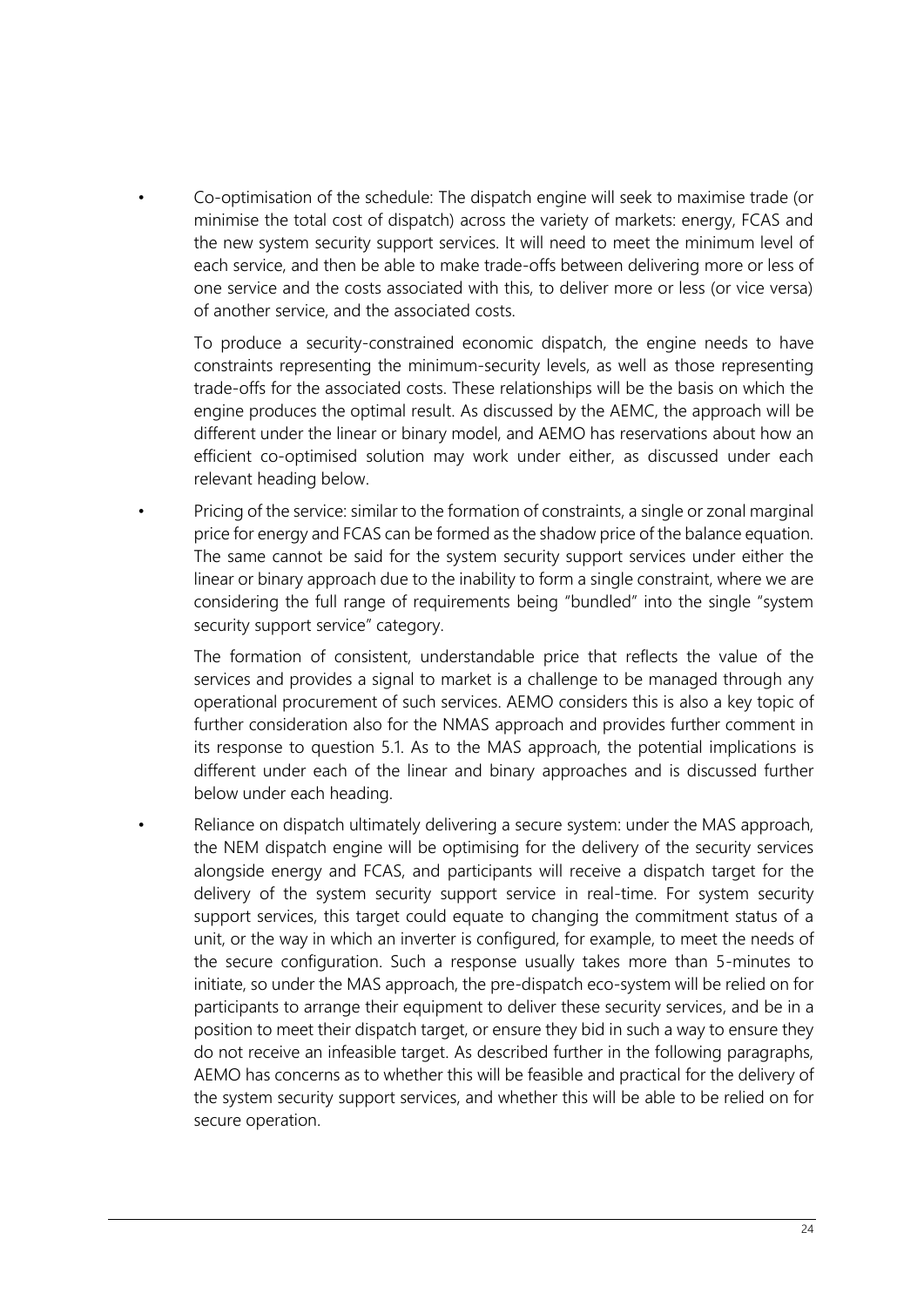- Co-optimisation of the schedule: The dispatch engine will seek to maximise trade (or minimise the total cost of dispatch) across the variety of markets: energy, FCAS and the new system security support services. It will need to meet the minimum level of each service, and then be able to make trade-offs between delivering more or less of one service and the costs associated with this, to deliver more or less (or vice versa) of another service, and the associated costs.

  To produce a security-constrained economic dispatch, the engine needs to have constraints representing the minimum-security levels, as well as those representing trade-offs for the associated costs. These relationships will be the basis on which the engine produces the optimal result. As discussed by the AEMC, the approach will be different under the linear or binary model, and AEMO has reservations about how an efficient co-optimised solution may work under either, as discussed under each relevant heading below.

- Pricing of the service: similar to the formation of constraints, a single or zonal marginal price for energy and FCAS can be formed as the shadow price of the balance equation. The same cannot be said for the system security support services under either the linear or binary approach due to the inability to form a single constraint, where we are considering the full range of requirements being "bundled" into the single "system security support service" category.

  The formation of consistent, understandable price that reflects the value of the services and provides a signal to market is a challenge to be managed through any operational procurement of such services. AEMO considers this is also a key topic of further consideration also for the NMAS approach and provides further comment in its response to question 5.1. As to the MAS approach, the potential implications is different under each of the linear and binary approaches and is discussed further below under each heading.

- Reliance on dispatch ultimately delivering a secure system: under the MAS approach, the NEM dispatch engine will be optimising for the delivery of the security services alongside energy and FCAS, and participants will receive a dispatch target for the delivery of the system security support service in real-time. For system security support services, this target could equate to changing the commitment status of a unit, or the way in which an inverter is configured, for example, to meet the needs of the secure configuration. Such a response usually takes more than 5-minutes to initiate, so under the MAS approach, the pre-dispatch eco-system will be relied on for participants to arrange their equipment to deliver these security services, and be in a position to meet their dispatch target, or ensure they bid in such a way to ensure they do not receive an infeasible target. As described further in the following paragraphs, AEMO has concerns as to whether this will be feasible and practical for the delivery of the system security support services, and whether this will be able to be relied on for secure operation.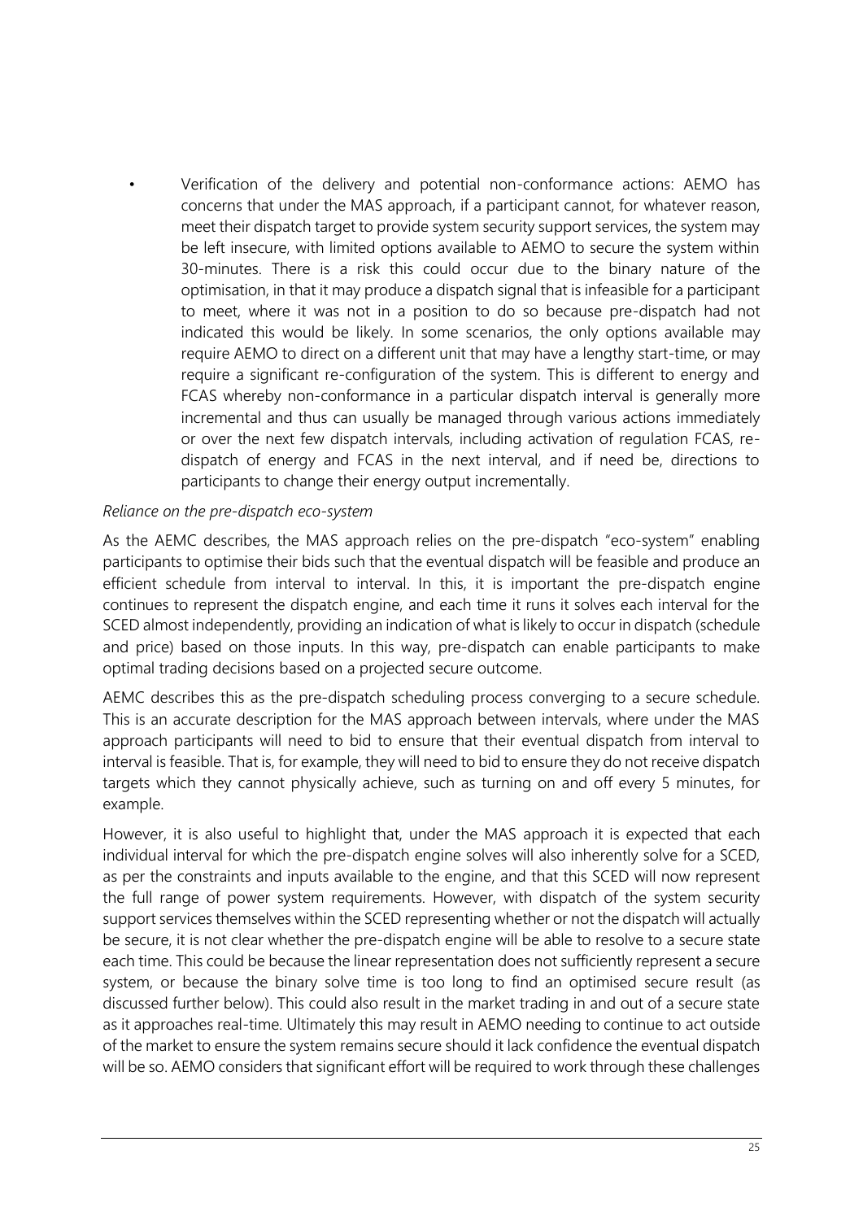- Verification of the delivery and potential non-conformance actions: AEMO has concerns that under the MAS approach, if a participant cannot, for whatever reason, meet their dispatch target to provide system security support services, the system may be left insecure, with limited options available to AEMO to secure the system within 30-minutes. There is a risk this could occur due to the binary nature of the optimisation, in that it may produce a dispatch signal that is infeasible for a participant to meet, where it was not in a position to do so because pre-dispatch had not indicated this would be likely. In some scenarios, the only options available may require AEMO to direct on a different unit that may have a lengthy start-time, or may require a significant re-configuration of the system. This is different to energy and FCAS whereby non-conformance in a particular dispatch interval is generally more incremental and thus can usually be managed through various actions immediately or over the next few dispatch intervals, including activation of regulation FCAS, re-dispatch of energy and FCAS in the next interval, and if need be, directions to participants to change their energy output incrementally.

*Reliance on the pre-dispatch eco-system*

As the AEMC describes, the MAS approach relies on the pre-dispatch "eco-system" enabling participants to optimise their bids such that the eventual dispatch will be feasible and produce an efficient schedule from interval to interval. In this, it is important the pre-dispatch engine continues to represent the dispatch engine, and each time it runs it solves each interval for the SCED almost independently, providing an indication of what is likely to occur in dispatch (schedule and price) based on those inputs. In this way, pre-dispatch can enable participants to make optimal trading decisions based on a projected secure outcome.

AEMC describes this as the pre-dispatch scheduling process converging to a secure schedule. This is an accurate description for the MAS approach between intervals, where under the MAS approach participants will need to bid to ensure that their eventual dispatch from interval to interval is feasible. That is, for example, they will need to bid to ensure they do not receive dispatch targets which they cannot physically achieve, such as turning on and off every 5 minutes, for example.

However, it is also useful to highlight that, under the MAS approach it is expected that each individual interval for which the pre-dispatch engine solves will also inherently solve for a SCED, as per the constraints and inputs available to the engine, and that this SCED will now represent the full range of power system requirements. However, with dispatch of the system security support services themselves within the SCED representing whether or not the dispatch will actually be secure, it is not clear whether the pre-dispatch engine will be able to resolve to a secure state each time. This could be because the linear representation does not sufficiently represent a secure system, or because the binary solve time is too long to find an optimised secure result (as discussed further below). This could also result in the market trading in and out of a secure state as it approaches real-time. Ultimately this may result in AEMO needing to continue to act outside of the market to ensure the system remains secure should it lack confidence the eventual dispatch will be so. AEMO considers that significant effort will be required to work through these challenges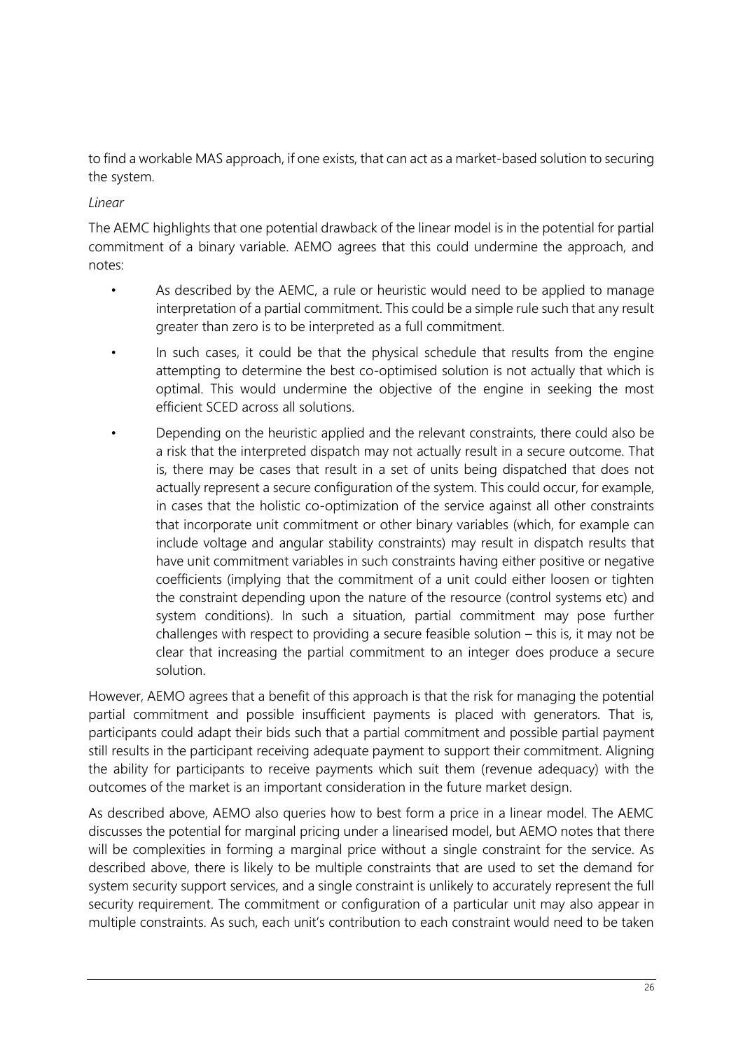to find a workable MAS approach, if one exists, that can act as a market-based solution to securing the system.

*Linear*

The AEMC highlights that one potential drawback of the linear model is in the potential for partial commitment of a binary variable. AEMO agrees that this could undermine the approach, and notes:

- As described by the AEMC, a rule or heuristic would need to be applied to manage interpretation of a partial commitment. This could be a simple rule such that any result greater than zero is to be interpreted as a full commitment.
- In such cases, it could be that the physical schedule that results from the engine attempting to determine the best co-optimised solution is not actually that which is optimal. This would undermine the objective of the engine in seeking the most efficient SCED across all solutions.
- Depending on the heuristic applied and the relevant constraints, there could also be a risk that the interpreted dispatch may not actually result in a secure outcome. That is, there may be cases that result in a set of units being dispatched that does not actually represent a secure configuration of the system. This could occur, for example, in cases that the holistic co-optimization of the service against all other constraints that incorporate unit commitment or other binary variables (which, for example can include voltage and angular stability constraints) may result in dispatch results that have unit commitment variables in such constraints having either positive or negative coefficients (implying that the commitment of a unit could either loosen or tighten the constraint depending upon the nature of the resource (control systems etc) and system conditions). In such a situation, partial commitment may pose further challenges with respect to providing a secure feasible solution – this is, it may not be clear that increasing the partial commitment to an integer does produce a secure solution.

However, AEMO agrees that a benefit of this approach is that the risk for managing the potential partial commitment and possible insufficient payments is placed with generators. That is, participants could adapt their bids such that a partial commitment and possible partial payment still results in the participant receiving adequate payment to support their commitment. Aligning the ability for participants to receive payments which suit them (revenue adequacy) with the outcomes of the market is an important consideration in the future market design.

As described above, AEMO also queries how to best form a price in a linear model. The AEMC discusses the potential for marginal pricing under a linearised model, but AEMO notes that there will be complexities in forming a marginal price without a single constraint for the service. As described above, there is likely to be multiple constraints that are used to set the demand for system security support services, and a single constraint is unlikely to accurately represent the full security requirement. The commitment or configuration of a particular unit may also appear in multiple constraints. As such, each unit's contribution to each constraint would need to be taken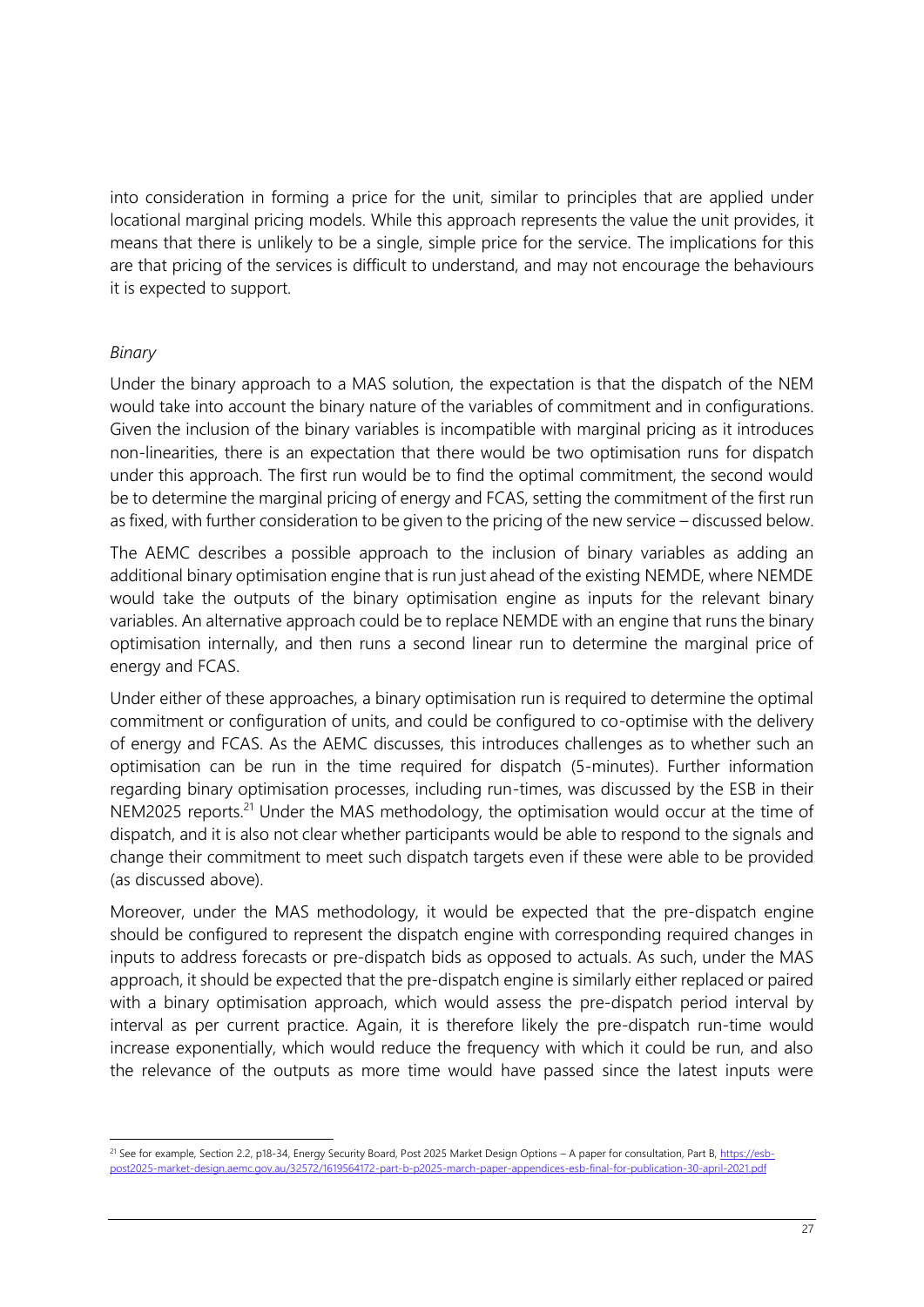into consideration in forming a price for the unit, similar to principles that are applied under locational marginal pricing models. While this approach represents the value the unit provides, it means that there is unlikely to be a single, simple price for the service. The implications for this are that pricing of the services is difficult to understand, and may not encourage the behaviours it is expected to support.

*Binary*

Under the binary approach to a MAS solution, the expectation is that the dispatch of the NEM would take into account the binary nature of the variables of commitment and in configurations. Given the inclusion of the binary variables is incompatible with marginal pricing as it introduces non-linearities, there is an expectation that there would be two optimisation runs for dispatch under this approach. The first run would be to find the optimal commitment, the second would be to determine the marginal pricing of energy and FCAS, setting the commitment of the first run as fixed, with further consideration to be given to the pricing of the new service – discussed below.

The AEMC describes a possible approach to the inclusion of binary variables as adding an additional binary optimisation engine that is run just ahead of the existing NEMDE, where NEMDE would take the outputs of the binary optimisation engine as inputs for the relevant binary variables. An alternative approach could be to replace NEMDE with an engine that runs the binary optimisation internally, and then runs a second linear run to determine the marginal price of energy and FCAS.

Under either of these approaches, a binary optimisation run is required to determine the optimal commitment or configuration of units, and could be configured to co-optimise with the delivery of energy and FCAS. As the AEMC discusses, this introduces challenges as to whether such an optimisation can be run in the time required for dispatch (5-minutes). Further information regarding binary optimisation processes, including run-times, was discussed by the ESB in their NEM2025 reports.[21] Under the MAS methodology, the optimisation would occur at the time of dispatch, and it is also not clear whether participants would be able to respond to the signals and change their commitment to meet such dispatch targets even if these were able to be provided (as discussed above).

Moreover, under the MAS methodology, it would be expected that the pre-dispatch engine should be configured to represent the dispatch engine with corresponding required changes in inputs to address forecasts or pre-dispatch bids as opposed to actuals. As such, under the MAS approach, it should be expected that the pre-dispatch engine is similarly either replaced or paired with a binary optimisation approach, which would assess the pre-dispatch period interval by interval as per current practice. Again, it is therefore likely the pre-dispatch run-time would increase exponentially, which would reduce the frequency with which it could be run, and also the relevance of the outputs as more time would have passed since the latest inputs were

---

[21] See for example, Section 2.2, p18-34, Energy Security Board, Post 2025 Market Design Options – A paper for consultation, Part B, https://esb-post2025-market-design.aemc.gov.au/32572/1619564172-part-b-p2025-march-paper-appendices-esb-final-for-publication-30-april-2021.pdf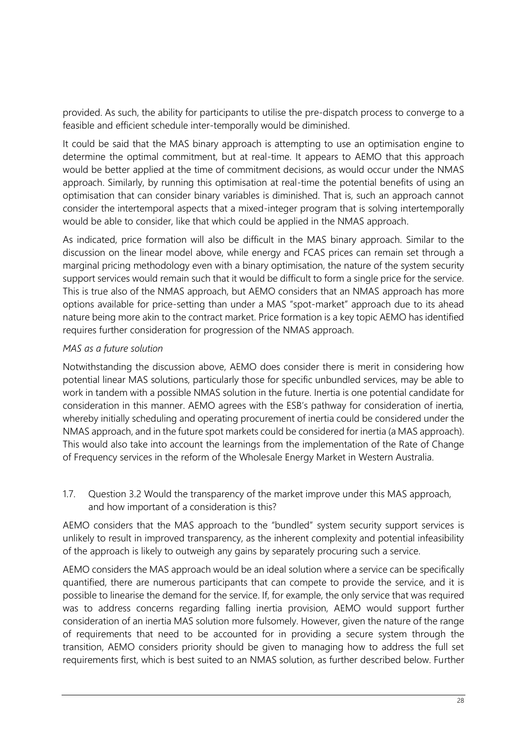provided. As such, the ability for participants to utilise the pre-dispatch process to converge to a feasible and efficient schedule inter-temporally would be diminished.

It could be said that the MAS binary approach is attempting to use an optimisation engine to determine the optimal commitment, but at real-time. It appears to AEMO that this approach would be better applied at the time of commitment decisions, as would occur under the NMAS approach. Similarly, by running this optimisation at real-time the potential benefits of using an optimisation that can consider binary variables is diminished. That is, such an approach cannot consider the intertemporal aspects that a mixed-integer program that is solving intertemporally would be able to consider, like that which could be applied in the NMAS approach.

As indicated, price formation will also be difficult in the MAS binary approach. Similar to the discussion on the linear model above, while energy and FCAS prices can remain set through a marginal pricing methodology even with a binary optimisation, the nature of the system security support services would remain such that it would be difficult to form a single price for the service. This is true also of the NMAS approach, but AEMO considers that an NMAS approach has more options available for price-setting than under a MAS "spot-market" approach due to its ahead nature being more akin to the contract market. Price formation is a key topic AEMO has identified requires further consideration for progression of the NMAS approach.

*MAS as a future solution*

Notwithstanding the discussion above, AEMO does consider there is merit in considering how potential linear MAS solutions, particularly those for specific unbundled services, may be able to work in tandem with a possible NMAS solution in the future. Inertia is one potential candidate for consideration in this manner. AEMO agrees with the ESB's pathway for consideration of inertia, whereby initially scheduling and operating procurement of inertia could be considered under the NMAS approach, and in the future spot markets could be considered for inertia (a MAS approach). This would also take into account the learnings from the implementation of the Rate of Change of Frequency services in the reform of the Wholesale Energy Market in Western Australia.

## 1.7. Question 3.2 Would the transparency of the market improve under this MAS approach, and how important of a consideration is this?

AEMO considers that the MAS approach to the "bundled" system security support services is unlikely to result in improved transparency, as the inherent complexity and potential infeasibility of the approach is likely to outweigh any gains by separately procuring such a service.

AEMO considers the MAS approach would be an ideal solution where a service can be specifically quantified, there are numerous participants that can compete to provide the service, and it is possible to linearise the demand for the service. If, for example, the only service that was required was to address concerns regarding falling inertia provision, AEMO would support further consideration of an inertia MAS solution more fulsomely. However, given the nature of the range of requirements that need to be accounted for in providing a secure system through the transition, AEMO considers priority should be given to managing how to address the full set requirements first, which is best suited to an NMAS solution, as further described below. Further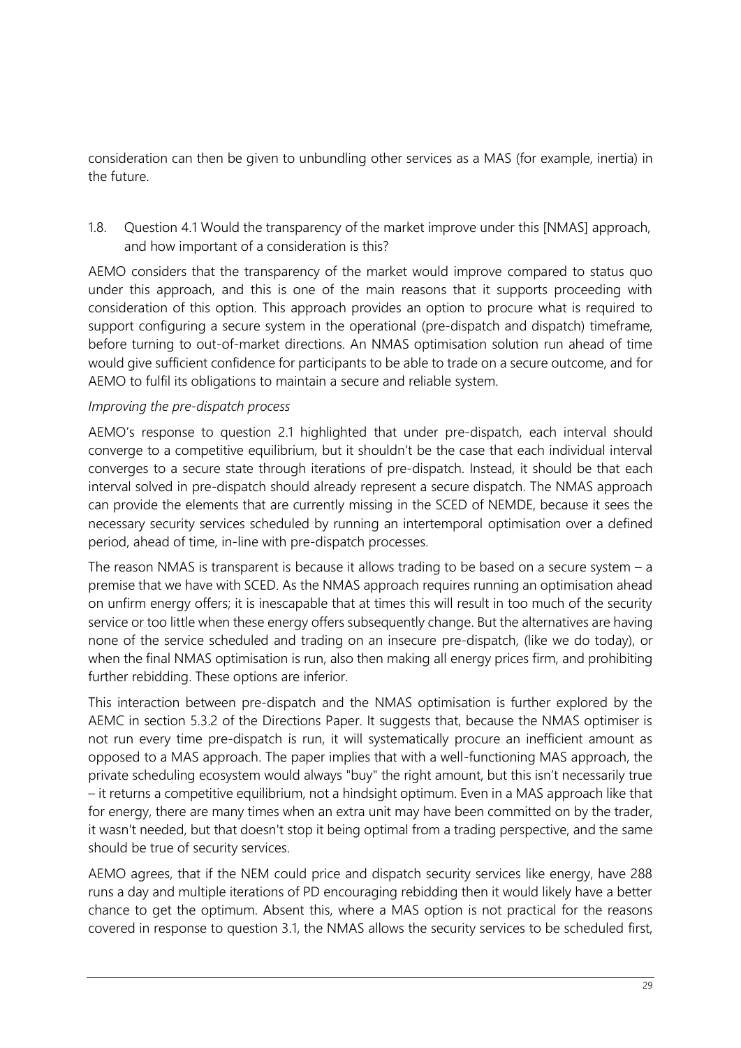consideration can then be given to unbundling other services as a MAS (for example, inertia) in the future.

### 1.8. Question 4.1 Would the transparency of the market improve under this [NMAS] approach, and how important of a consideration is this?

AEMO considers that the transparency of the market would improve compared to status quo under this approach, and this is one of the main reasons that it supports proceeding with consideration of this option. This approach provides an option to procure what is required to support configuring a secure system in the operational (pre-dispatch and dispatch) timeframe, before turning to out-of-market directions. An NMAS optimisation solution run ahead of time would give sufficient confidence for participants to be able to trade on a secure outcome, and for AEMO to fulfil its obligations to maintain a secure and reliable system.

*Improving the pre-dispatch process*

AEMO's response to question 2.1 highlighted that under pre-dispatch, each interval should converge to a competitive equilibrium, but it shouldn't be the case that each individual interval converges to a secure state through iterations of pre-dispatch. Instead, it should be that each interval solved in pre-dispatch should already represent a secure dispatch. The NMAS approach can provide the elements that are currently missing in the SCED of NEMDE, because it sees the necessary security services scheduled by running an intertemporal optimisation over a defined period, ahead of time, in-line with pre-dispatch processes.

The reason NMAS is transparent is because it allows trading to be based on a secure system – a premise that we have with SCED. As the NMAS approach requires running an optimisation ahead on unfirm energy offers; it is inescapable that at times this will result in too much of the security service or too little when these energy offers subsequently change. But the alternatives are having none of the service scheduled and trading on an insecure pre-dispatch, (like we do today), or when the final NMAS optimisation is run, also then making all energy prices firm, and prohibiting further rebidding. These options are inferior.

This interaction between pre-dispatch and the NMAS optimisation is further explored by the AEMC in section 5.3.2 of the Directions Paper. It suggests that, because the NMAS optimiser is not run every time pre-dispatch is run, it will systematically procure an inefficient amount as opposed to a MAS approach. The paper implies that with a well-functioning MAS approach, the private scheduling ecosystem would always "buy" the right amount, but this isn't necessarily true – it returns a competitive equilibrium, not a hindsight optimum. Even in a MAS approach like that for energy, there are many times when an extra unit may have been committed on by the trader, it wasn't needed, but that doesn't stop it being optimal from a trading perspective, and the same should be true of security services.

AEMO agrees, that if the NEM could price and dispatch security services like energy, have 288 runs a day and multiple iterations of PD encouraging rebidding then it would likely have a better chance to get the optimum. Absent this, where a MAS option is not practical for the reasons covered in response to question 3.1, the NMAS allows the security services to be scheduled first,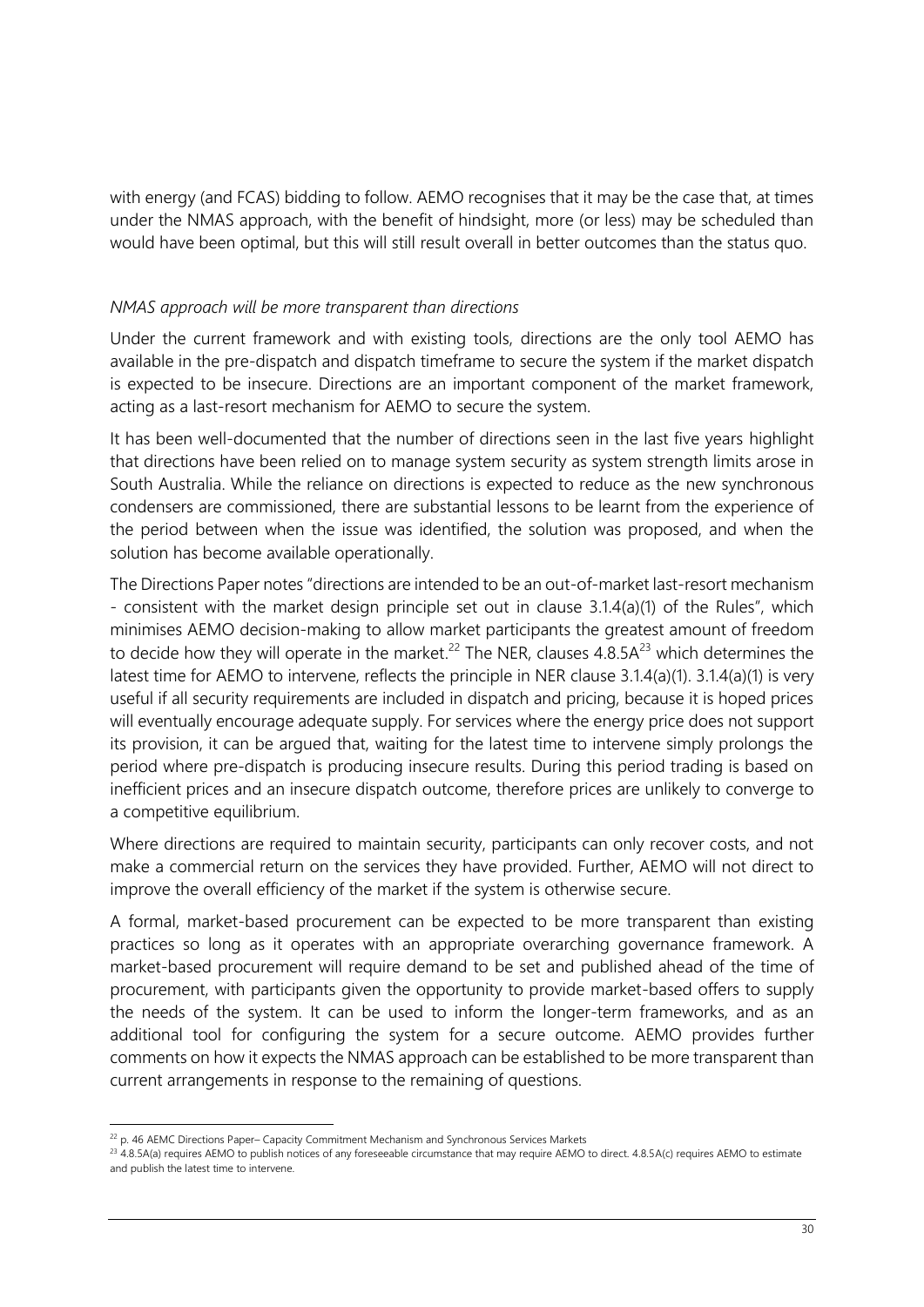with energy (and FCAS) bidding to follow. AEMO recognises that it may be the case that, at times under the NMAS approach, with the benefit of hindsight, more (or less) may be scheduled than would have been optimal, but this will still result overall in better outcomes than the status quo.

*NMAS approach will be more transparent than directions*

Under the current framework and with existing tools, directions are the only tool AEMO has available in the pre-dispatch and dispatch timeframe to secure the system if the market dispatch is expected to be insecure. Directions are an important component of the market framework, acting as a last-resort mechanism for AEMO to secure the system.

It has been well-documented that the number of directions seen in the last five years highlight that directions have been relied on to manage system security as system strength limits arose in South Australia. While the reliance on directions is expected to reduce as the new synchronous condensers are commissioned, there are substantial lessons to be learnt from the experience of the period between when the issue was identified, the solution was proposed, and when the solution has become available operationally.

The Directions Paper notes "directions are intended to be an out-of-market last-resort mechanism - consistent with the market design principle set out in clause 3.1.4(a)(1) of the Rules", which minimises AEMO decision-making to allow market participants the greatest amount of freedom to decide how they will operate in the market.[22] The NER, clauses 4.8.5A[23] which determines the latest time for AEMO to intervene, reflects the principle in NER clause 3.1.4(a)(1). 3.1.4(a)(1) is very useful if all security requirements are included in dispatch and pricing, because it is hoped prices will eventually encourage adequate supply. For services where the energy price does not support its provision, it can be argued that, waiting for the latest time to intervene simply prolongs the period where pre-dispatch is producing insecure results. During this period trading is based on inefficient prices and an insecure dispatch outcome, therefore prices are unlikely to converge to a competitive equilibrium.

Where directions are required to maintain security, participants can only recover costs, and not make a commercial return on the services they have provided. Further, AEMO will not direct to improve the overall efficiency of the market if the system is otherwise secure.

A formal, market-based procurement can be expected to be more transparent than existing practices so long as it operates with an appropriate overarching governance framework. A market-based procurement will require demand to be set and published ahead of the time of procurement, with participants given the opportunity to provide market-based offers to supply the needs of the system. It can be used to inform the longer-term frameworks, and as an additional tool for configuring the system for a secure outcome. AEMO provides further comments on how it expects the NMAS approach can be established to be more transparent than current arrangements in response to the remaining of questions.

[22] p. 46 AEMC Directions Paper– Capacity Commitment Mechanism and Synchronous Services Markets

[23] 4.8.5A(a) requires AEMO to publish notices of any foreseeable circumstance that may require AEMO to direct. 4.8.5A(c) requires AEMO to estimate and publish the latest time to intervene.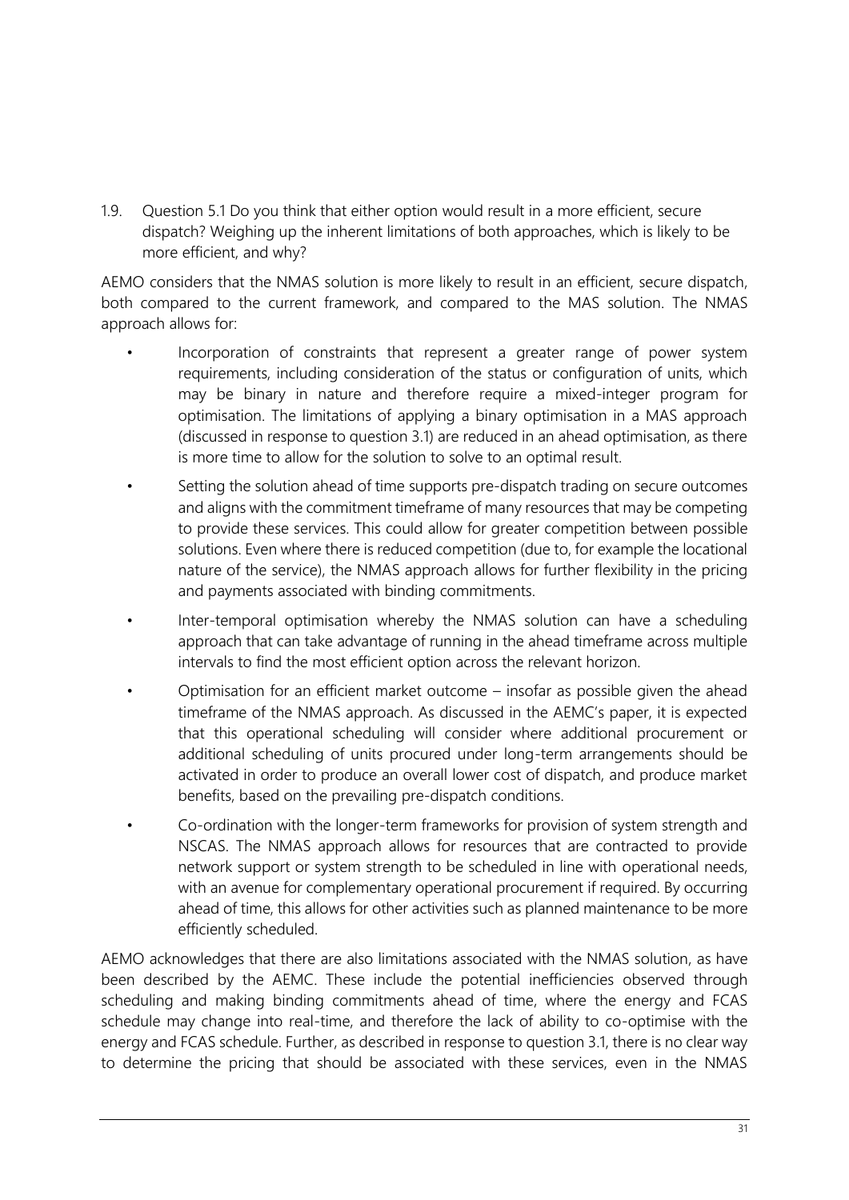1.9. Question 5.1 Do you think that either option would result in a more efficient, secure dispatch? Weighing up the inherent limitations of both approaches, which is likely to be more efficient, and why?

AEMO considers that the NMAS solution is more likely to result in an efficient, secure dispatch, both compared to the current framework, and compared to the MAS solution. The NMAS approach allows for:

- Incorporation of constraints that represent a greater range of power system requirements, including consideration of the status or configuration of units, which may be binary in nature and therefore require a mixed-integer program for optimisation. The limitations of applying a binary optimisation in a MAS approach (discussed in response to question 3.1) are reduced in an ahead optimisation, as there is more time to allow for the solution to solve to an optimal result.
- Setting the solution ahead of time supports pre-dispatch trading on secure outcomes and aligns with the commitment timeframe of many resources that may be competing to provide these services. This could allow for greater competition between possible solutions. Even where there is reduced competition (due to, for example the locational nature of the service), the NMAS approach allows for further flexibility in the pricing and payments associated with binding commitments.
- Inter-temporal optimisation whereby the NMAS solution can have a scheduling approach that can take advantage of running in the ahead timeframe across multiple intervals to find the most efficient option across the relevant horizon.
- Optimisation for an efficient market outcome – insofar as possible given the ahead timeframe of the NMAS approach. As discussed in the AEMC's paper, it is expected that this operational scheduling will consider where additional procurement or additional scheduling of units procured under long-term arrangements should be activated in order to produce an overall lower cost of dispatch, and produce market benefits, based on the prevailing pre-dispatch conditions.
- Co-ordination with the longer-term frameworks for provision of system strength and NSCAS. The NMAS approach allows for resources that are contracted to provide network support or system strength to be scheduled in line with operational needs, with an avenue for complementary operational procurement if required. By occurring ahead of time, this allows for other activities such as planned maintenance to be more efficiently scheduled.

AEMO acknowledges that there are also limitations associated with the NMAS solution, as have been described by the AEMC. These include the potential inefficiencies observed through scheduling and making binding commitments ahead of time, where the energy and FCAS schedule may change into real-time, and therefore the lack of ability to co-optimise with the energy and FCAS schedule. Further, as described in response to question 3.1, there is no clear way to determine the pricing that should be associated with these services, even in the NMAS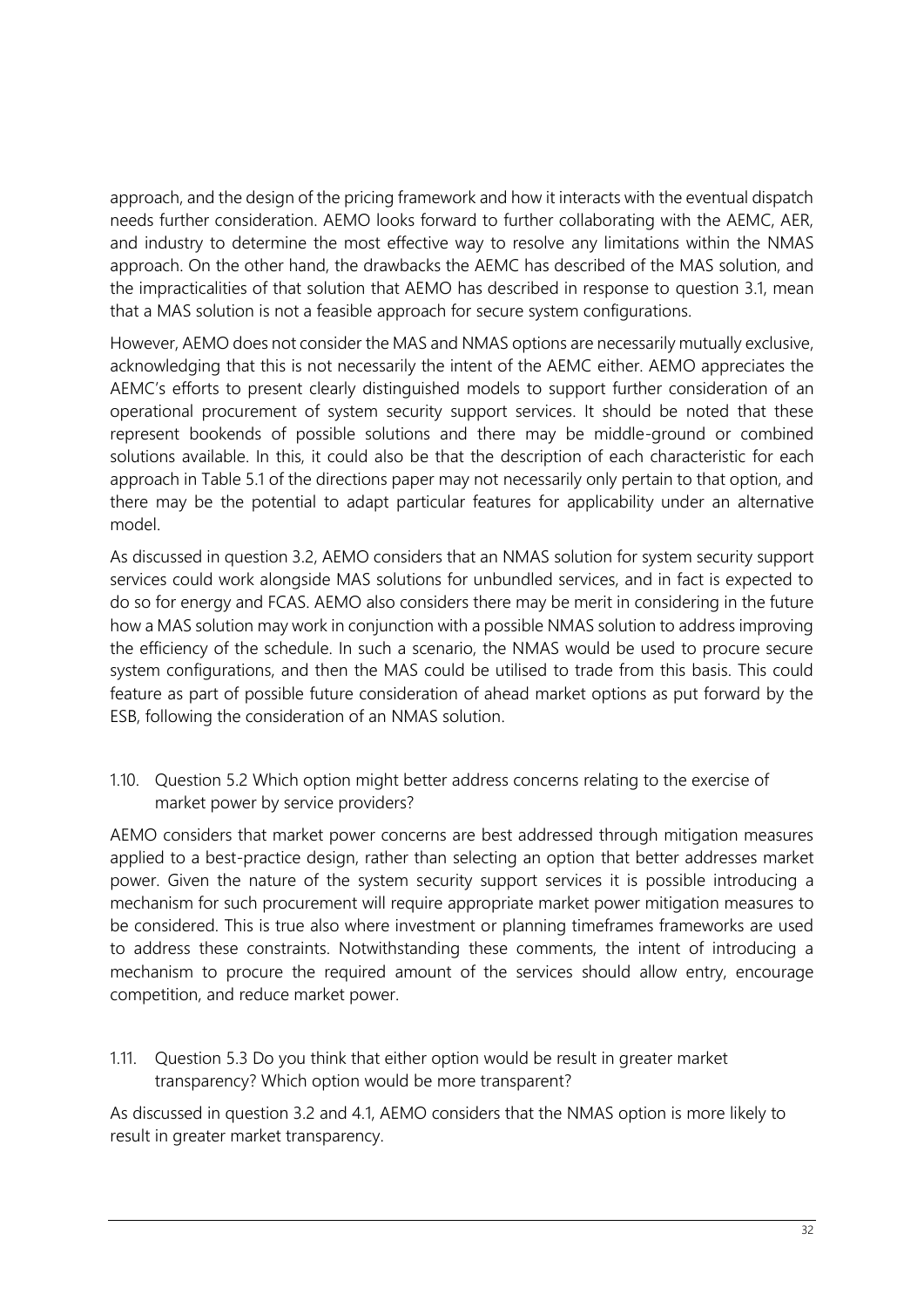approach, and the design of the pricing framework and how it interacts with the eventual dispatch needs further consideration. AEMO looks forward to further collaborating with the AEMC, AER, and industry to determine the most effective way to resolve any limitations within the NMAS approach. On the other hand, the drawbacks the AEMC has described of the MAS solution, and the impracticalities of that solution that AEMO has described in response to question 3.1, mean that a MAS solution is not a feasible approach for secure system configurations.

However, AEMO does not consider the MAS and NMAS options are necessarily mutually exclusive, acknowledging that this is not necessarily the intent of the AEMC either. AEMO appreciates the AEMC's efforts to present clearly distinguished models to support further consideration of an operational procurement of system security support services. It should be noted that these represent bookends of possible solutions and there may be middle-ground or combined solutions available. In this, it could also be that the description of each characteristic for each approach in Table 5.1 of the directions paper may not necessarily only pertain to that option, and there may be the potential to adapt particular features for applicability under an alternative model.

As discussed in question 3.2, AEMO considers that an NMAS solution for system security support services could work alongside MAS solutions for unbundled services, and in fact is expected to do so for energy and FCAS. AEMO also considers there may be merit in considering in the future how a MAS solution may work in conjunction with a possible NMAS solution to address improving the efficiency of the schedule. In such a scenario, the NMAS would be used to procure secure system configurations, and then the MAS could be utilised to trade from this basis. This could feature as part of possible future consideration of ahead market options as put forward by the ESB, following the consideration of an NMAS solution.

### 1.10. Question 5.2 Which option might better address concerns relating to the exercise of market power by service providers?

AEMO considers that market power concerns are best addressed through mitigation measures applied to a best-practice design, rather than selecting an option that better addresses market power. Given the nature of the system security support services it is possible introducing a mechanism for such procurement will require appropriate market power mitigation measures to be considered. This is true also where investment or planning timeframes frameworks are used to address these constraints. Notwithstanding these comments, the intent of introducing a mechanism to procure the required amount of the services should allow entry, encourage competition, and reduce market power.

### 1.11. Question 5.3 Do you think that either option would be result in greater market transparency? Which option would be more transparent?

As discussed in question 3.2 and 4.1, AEMO considers that the NMAS option is more likely to result in greater market transparency.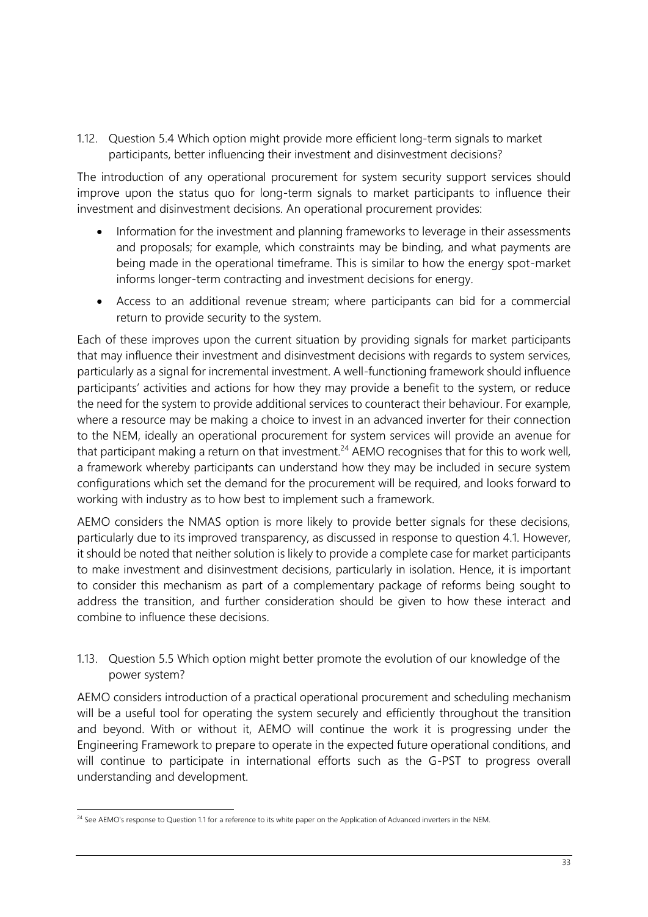### 1.12. Question 5.4 Which option might provide more efficient long-term signals to market participants, better influencing their investment and disinvestment decisions?

The introduction of any operational procurement for system security support services should improve upon the status quo for long-term signals to market participants to influence their investment and disinvestment decisions. An operational procurement provides:

- Information for the investment and planning frameworks to leverage in their assessments and proposals; for example, which constraints may be binding, and what payments are being made in the operational timeframe. This is similar to how the energy spot-market informs longer-term contracting and investment decisions for energy.
- Access to an additional revenue stream; where participants can bid for a commercial return to provide security to the system.

Each of these improves upon the current situation by providing signals for market participants that may influence their investment and disinvestment decisions with regards to system services, particularly as a signal for incremental investment. A well-functioning framework should influence participants' activities and actions for how they may provide a benefit to the system, or reduce the need for the system to provide additional services to counteract their behaviour. For example, where a resource may be making a choice to invest in an advanced inverter for their connection to the NEM, ideally an operational procurement for system services will provide an avenue for that participant making a return on that investment.[24] AEMO recognises that for this to work well, a framework whereby participants can understand how they may be included in secure system configurations which set the demand for the procurement will be required, and looks forward to working with industry as to how best to implement such a framework.

AEMO considers the NMAS option is more likely to provide better signals for these decisions, particularly due to its improved transparency, as discussed in response to question 4.1. However, it should be noted that neither solution is likely to provide a complete case for market participants to make investment and disinvestment decisions, particularly in isolation. Hence, it is important to consider this mechanism as part of a complementary package of reforms being sought to address the transition, and further consideration should be given to how these interact and combine to influence these decisions.

### 1.13. Question 5.5 Which option might better promote the evolution of our knowledge of the power system?

AEMO considers introduction of a practical operational procurement and scheduling mechanism will be a useful tool for operating the system securely and efficiently throughout the transition and beyond. With or without it, AEMO will continue the work it is progressing under the Engineering Framework to prepare to operate in the expected future operational conditions, and will continue to participate in international efforts such as the G-PST to progress overall understanding and development.

---

[24] See AEMO's response to Question 1.1 for a reference to its white paper on the Application of Advanced inverters in the NEM.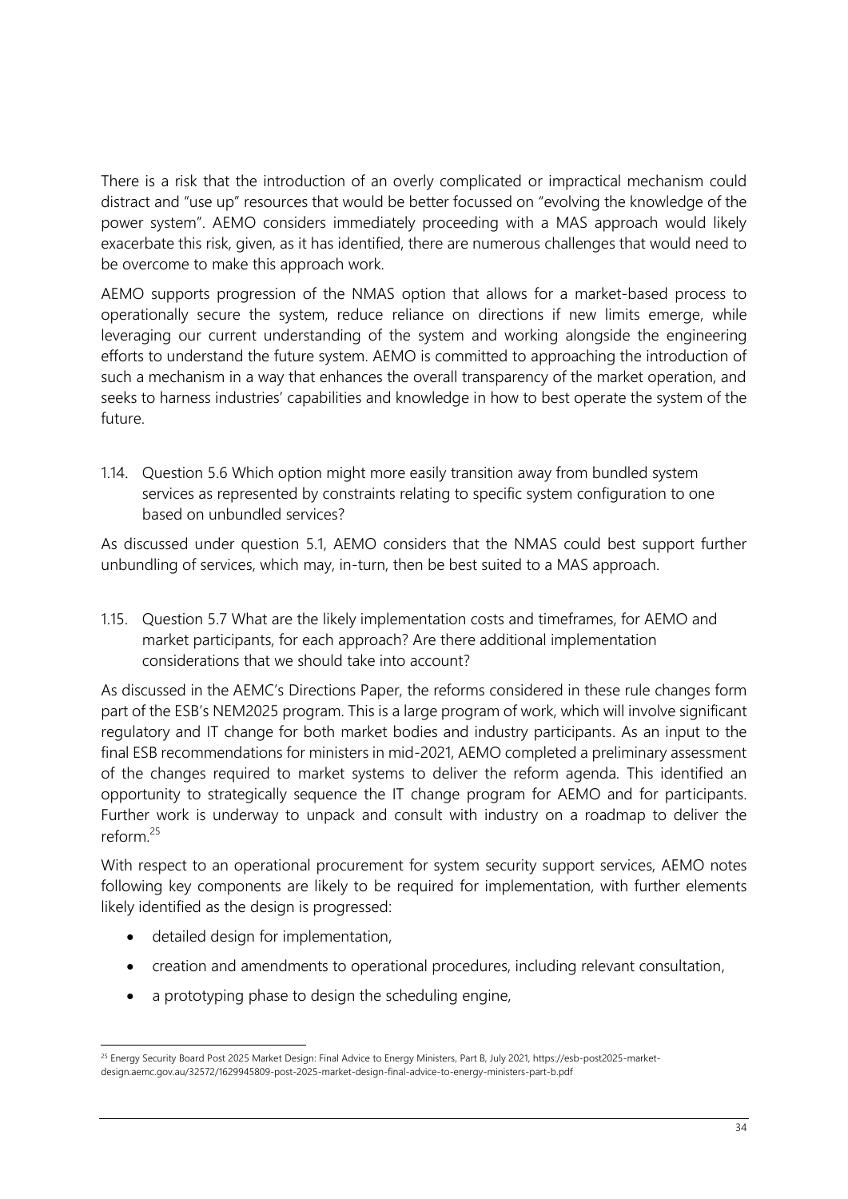There is a risk that the introduction of an overly complicated or impractical mechanism could distract and "use up" resources that would be better focussed on "evolving the knowledge of the power system". AEMO considers immediately proceeding with a MAS approach would likely exacerbate this risk, given, as it has identified, there are numerous challenges that would need to be overcome to make this approach work.

AEMO supports progression of the NMAS option that allows for a market-based process to operationally secure the system, reduce reliance on directions if new limits emerge, while leveraging our current understanding of the system and working alongside the engineering efforts to understand the future system. AEMO is committed to approaching the introduction of such a mechanism in a way that enhances the overall transparency of the market operation, and seeks to harness industries' capabilities and knowledge in how to best operate the system of the future.

1.14. Question 5.6 Which option might more easily transition away from bundled system services as represented by constraints relating to specific system configuration to one based on unbundled services?

As discussed under question 5.1, AEMO considers that the NMAS could best support further unbundling of services, which may, in-turn, then be best suited to a MAS approach.

1.15. Question 5.7 What are the likely implementation costs and timeframes, for AEMO and market participants, for each approach? Are there additional implementation considerations that we should take into account?

As discussed in the AEMC's Directions Paper, the reforms considered in these rule changes form part of the ESB's NEM2025 program. This is a large program of work, which will involve significant regulatory and IT change for both market bodies and industry participants. As an input to the final ESB recommendations for ministers in mid-2021, AEMO completed a preliminary assessment of the changes required to market systems to deliver the reform agenda. This identified an opportunity to strategically sequence the IT change program for AEMO and for participants. Further work is underway to unpack and consult with industry on a roadmap to deliver the reform.[25]

With respect to an operational procurement for system security support services, AEMO notes following key components are likely to be required for implementation, with further elements likely identified as the design is progressed:

- detailed design for implementation,
- creation and amendments to operational procedures, including relevant consultation,
- a prototyping phase to design the scheduling engine,

[25] Energy Security Board Post 2025 Market Design: Final Advice to Energy Ministers, Part B, July 2021, https://esb-post2025-market-design.aemc.gov.au/32572/1629945809-post-2025-market-design-final-advice-to-energy-ministers-part-b.pdf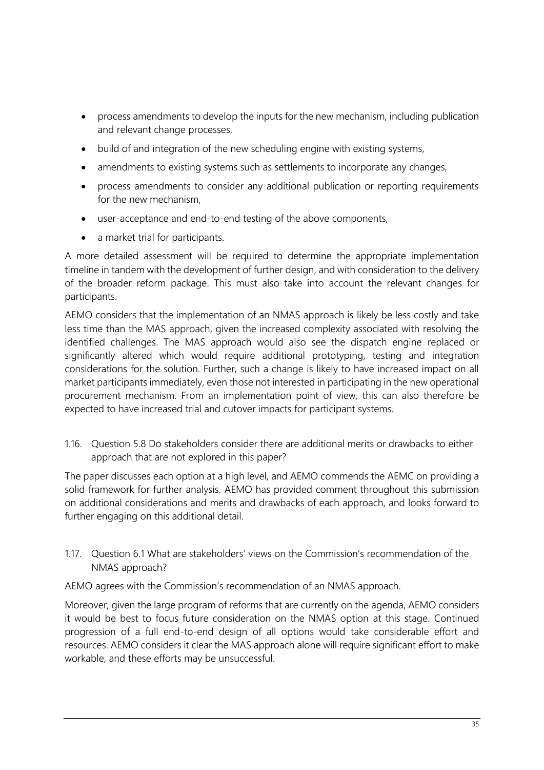- process amendments to develop the inputs for the new mechanism, including publication and relevant change processes,
- build of and integration of the new scheduling engine with existing systems,
- amendments to existing systems such as settlements to incorporate any changes,
- process amendments to consider any additional publication or reporting requirements for the new mechanism,
- user-acceptance and end-to-end testing of the above components,
- a market trial for participants.

A more detailed assessment will be required to determine the appropriate implementation timeline in tandem with the development of further design, and with consideration to the delivery of the broader reform package. This must also take into account the relevant changes for participants.

AEMO considers that the implementation of an NMAS approach is likely be less costly and take less time than the MAS approach, given the increased complexity associated with resolving the identified challenges. The MAS approach would also see the dispatch engine replaced or significantly altered which would require additional prototyping, testing and integration considerations for the solution. Further, such a change is likely to have increased impact on all market participants immediately, even those not interested in participating in the new operational procurement mechanism. From an implementation point of view, this can also therefore be expected to have increased trial and cutover impacts for participant systems.

### 1.16. Question 5.8 Do stakeholders consider there are additional merits or drawbacks to either approach that are not explored in this paper?

The paper discusses each option at a high level, and AEMO commends the AEMC on providing a solid framework for further analysis. AEMO has provided comment throughout this submission on additional considerations and merits and drawbacks of each approach, and looks forward to further engaging on this additional detail.

### 1.17. Question 6.1 What are stakeholders' views on the Commission's recommendation of the NMAS approach?

AEMO agrees with the Commission's recommendation of an NMAS approach.

Moreover, given the large program of reforms that are currently on the agenda, AEMO considers it would be best to focus future consideration on the NMAS option at this stage. Continued progression of a full end-to-end design of all options would take considerable effort and resources. AEMO considers it clear the MAS approach alone will require significant effort to make workable, and these efforts may be unsuccessful.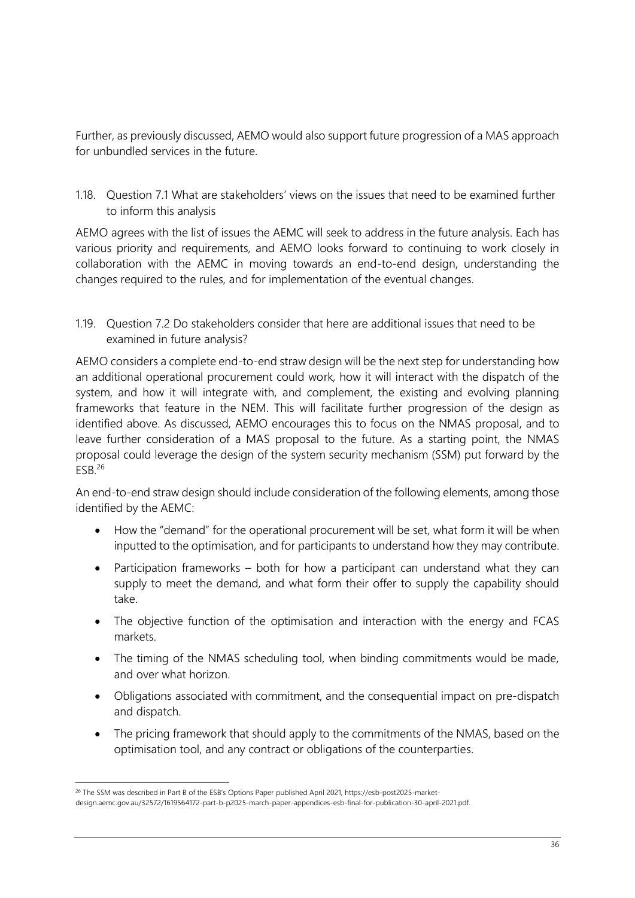Further, as previously discussed, AEMO would also support future progression of a MAS approach for unbundled services in the future.

### 1.18. Question 7.1 What are stakeholders' views on the issues that need to be examined further to inform this analysis

AEMO agrees with the list of issues the AEMC will seek to address in the future analysis. Each has various priority and requirements, and AEMO looks forward to continuing to work closely in collaboration with the AEMC in moving towards an end-to-end design, understanding the changes required to the rules, and for implementation of the eventual changes.

### 1.19. Question 7.2 Do stakeholders consider that here are additional issues that need to be examined in future analysis?

AEMO considers a complete end-to-end straw design will be the next step for understanding how an additional operational procurement could work, how it will interact with the dispatch of the system, and how it will integrate with, and complement, the existing and evolving planning frameworks that feature in the NEM. This will facilitate further progression of the design as identified above. As discussed, AEMO encourages this to focus on the NMAS proposal, and to leave further consideration of a MAS proposal to the future. As a starting point, the NMAS proposal could leverage the design of the system security mechanism (SSM) put forward by the ESB.[26]

An end-to-end straw design should include consideration of the following elements, among those identified by the AEMC:

- How the "demand" for the operational procurement will be set, what form it will be when inputted to the optimisation, and for participants to understand how they may contribute.
- Participation frameworks – both for how a participant can understand what they can supply to meet the demand, and what form their offer to supply the capability should take.
- The objective function of the optimisation and interaction with the energy and FCAS markets.
- The timing of the NMAS scheduling tool, when binding commitments would be made, and over what horizon.
- Obligations associated with commitment, and the consequential impact on pre-dispatch and dispatch.
- The pricing framework that should apply to the commitments of the NMAS, based on the optimisation tool, and any contract or obligations of the counterparties.

---

[26] The SSM was described in Part B of the ESB's Options Paper published April 2021, https://esb-post2025-market-design.aemc.gov.au/32572/1619564172-part-b-p2025-march-paper-appendices-esb-final-for-publication-30-april-2021.pdf.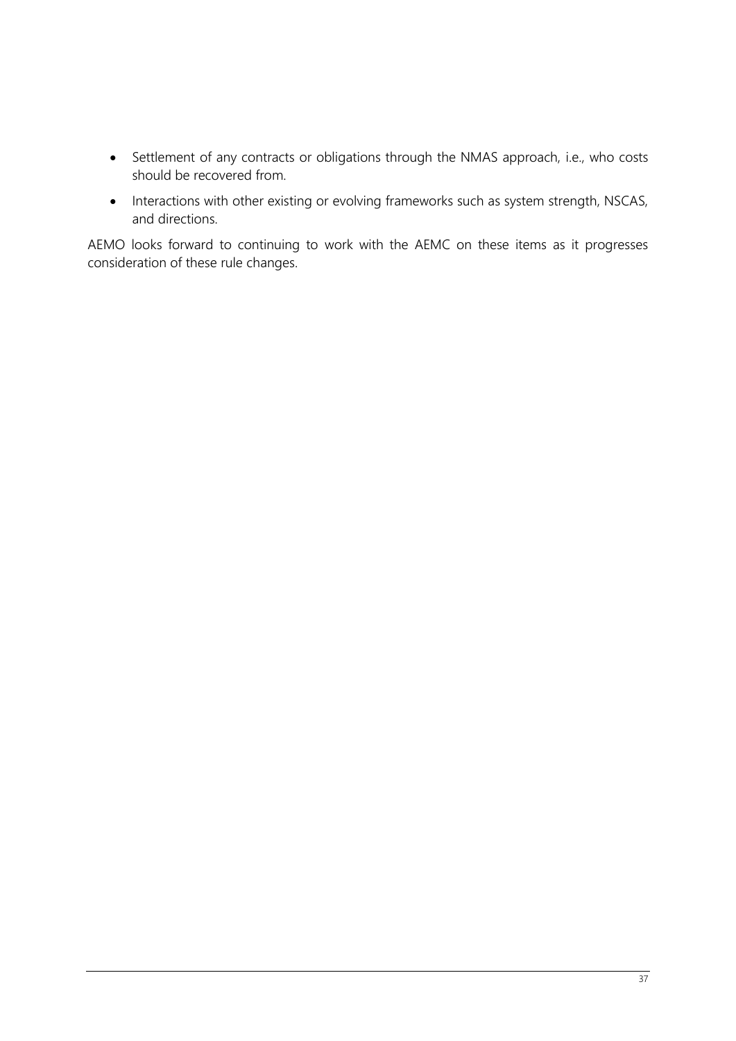- Settlement of any contracts or obligations through the NMAS approach, i.e., who costs should be recovered from.
- Interactions with other existing or evolving frameworks such as system strength, NSCAS, and directions.

AEMO looks forward to continuing to work with the AEMC on these items as it progresses consideration of these rule changes.